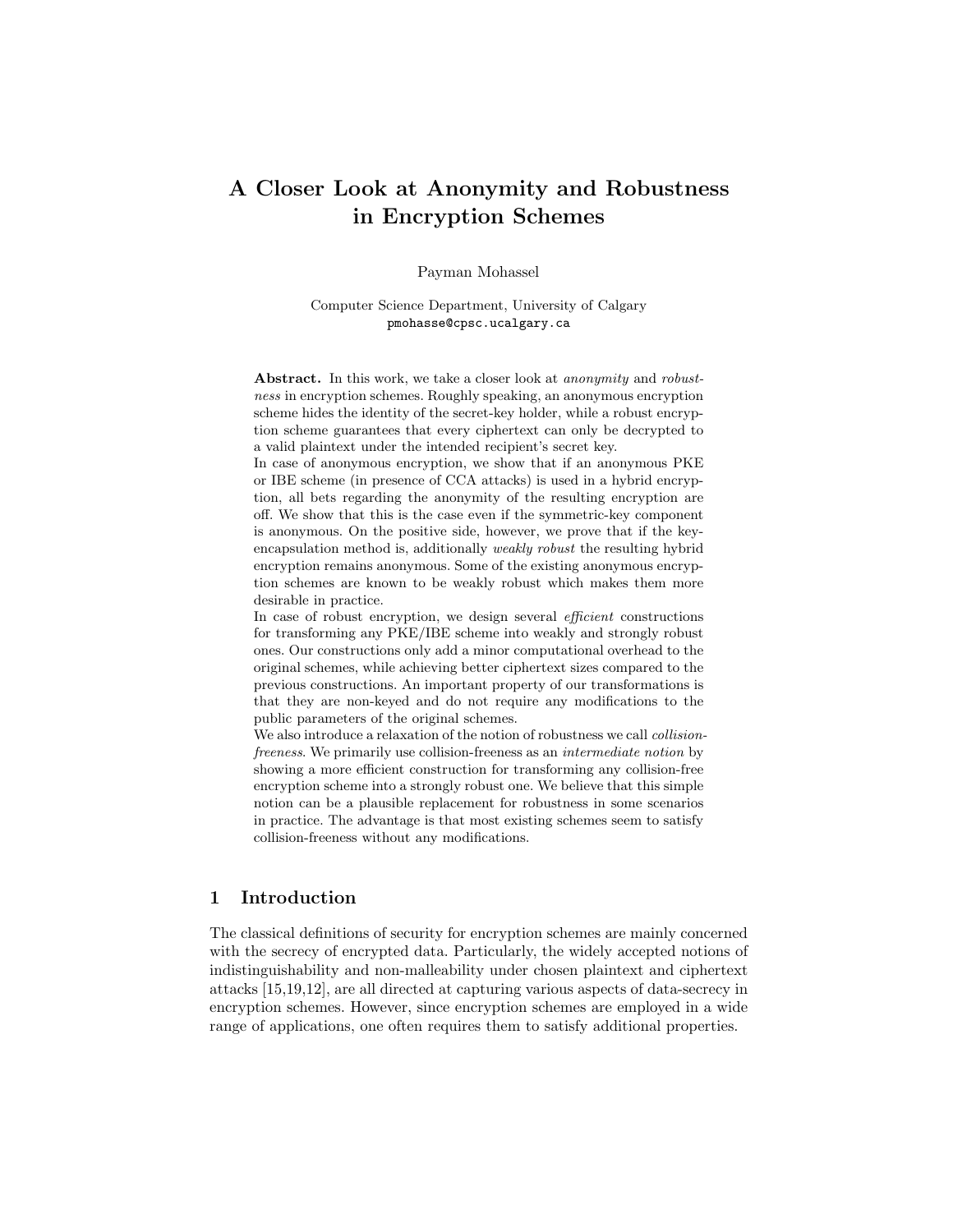// A Closer Look at Anonymity and Robustness in Encryption Schemes

Payman Mohassel

Computer Science Department, University of Calgary
pmohasse@cpsc.ucalgary.ca

**Abstract.** In this work, we take a closer look at *anonymity* and *robustness* in encryption schemes. Roughly speaking, an anonymous encryption scheme hides the identity of the secret-key holder, while a robust encryption scheme guarantees that every ciphertext can only be decrypted to a valid plaintext under the intended recipient's secret key.

In case of anonymous encryption, we show that if an anonymous PKE or IBE scheme (in presence of CCA attacks) is used in a hybrid encryption, all bets regarding the anonymity of the resulting encryption are off. We show that this is the case even if the symmetric-key component is anonymous. On the positive side, however, we prove that if the key-encapsulation method is, additionally *weakly robust* the resulting hybrid encryption remains anonymous. Some of the existing anonymous encryption schemes are known to be weakly robust which makes them more desirable in practice.

In case of robust encryption, we design several *efficient* constructions for transforming any PKE/IBE scheme into weakly and strongly robust ones. Our constructions only add a minor computational overhead to the original schemes, while achieving better ciphertext sizes compared to the previous constructions. An important property of our transformations is that they are non-keyed and do not require any modifications to the public parameters of the original schemes.

We also introduce a relaxation of the notion of robustness we call *collision-freeness*. We primarily use collision-freeness as an *intermediate notion* by showing a more efficient construction for transforming any collision-free encryption scheme into a strongly robust one. We believe that this simple notion can be a plausible replacement for robustness in some scenarios in practice. The advantage is that most existing schemes seem to satisfy collision-freeness without any modifications.

## 1 Introduction

The classical definitions of security for encryption schemes are mainly concerned with the secrecy of encrypted data. Particularly, the widely accepted notions of indistinguishability and non-malleability under chosen plaintext and ciphertext attacks [15,19,12], are all directed at capturing various aspects of data-secrecy in encryption schemes. However, since encryption schemes are employed in a wide range of applications, one often requires them to satisfy additional properties.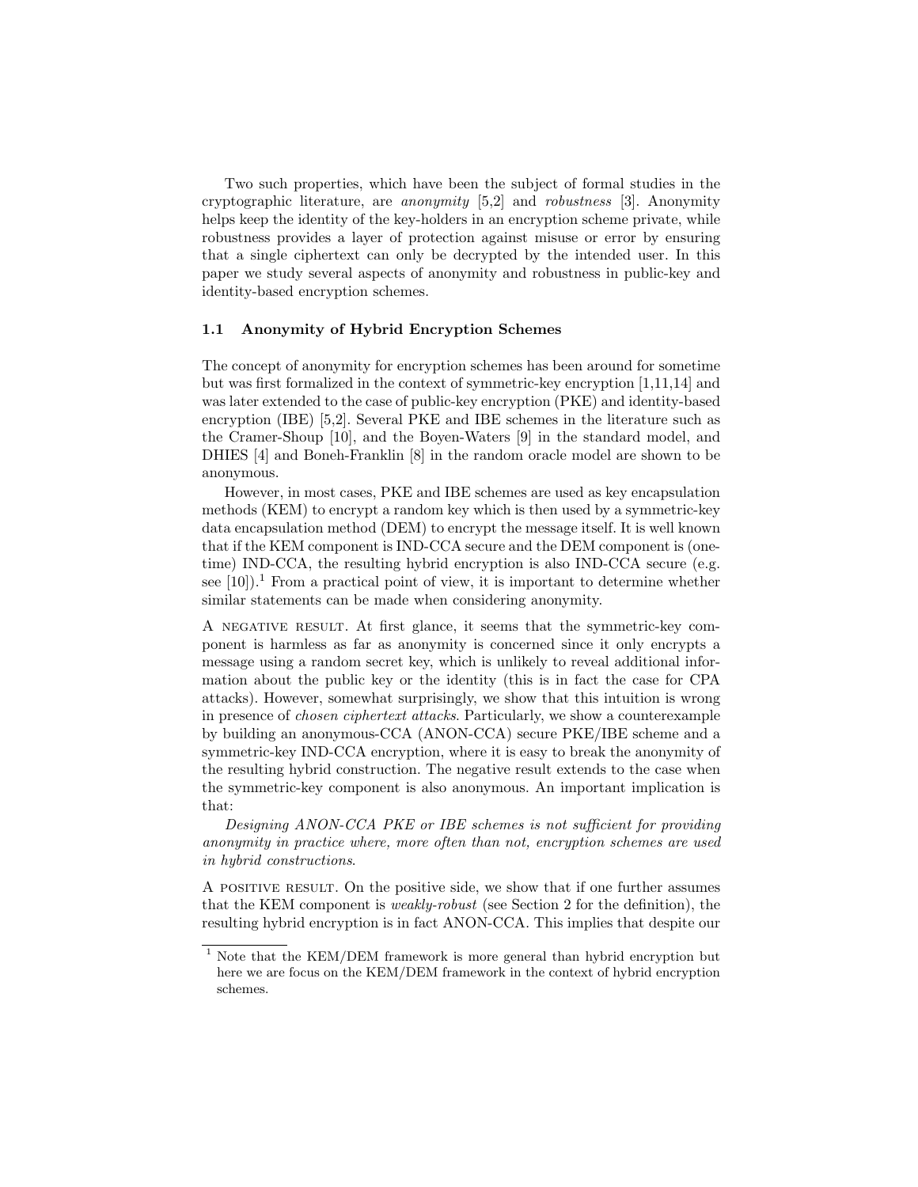Two such properties, which have been the subject of formal studies in the cryptographic literature, are *anonymity* [5,2] and *robustness* [3]. Anonymity helps keep the identity of the key-holders in an encryption scheme private, while robustness provides a layer of protection against misuse or error by ensuring that a single ciphertext can only be decrypted by the intended user. In this paper we study several aspects of anonymity and robustness in public-key and identity-based encryption schemes.

### 1.1 Anonymity of Hybrid Encryption Schemes

The concept of anonymity for encryption schemes has been around for sometime but was first formalized in the context of symmetric-key encryption [1,11,14] and was later extended to the case of public-key encryption (PKE) and identity-based encryption (IBE) [5,2]. Several PKE and IBE schemes in the literature such as the Cramer-Shoup [10], and the Boyen-Waters [9] in the standard model, and DHIES [4] and Boneh-Franklin [8] in the random oracle model are shown to be anonymous.

However, in most cases, PKE and IBE schemes are used as key encapsulation methods (KEM) to encrypt a random key which is then used by a symmetric-key data encapsulation method (DEM) to encrypt the message itself. It is well known that if the KEM component is IND-CCA secure and the DEM component is (one-time) IND-CCA, the resulting hybrid encryption is also IND-CCA secure (e.g. see [10]).[1] From a practical point of view, it is important to determine whether similar statements can be made when considering anonymity.

A negative result. At first glance, it seems that the symmetric-key component is harmless as far as anonymity is concerned since it only encrypts a message using a random secret key, which is unlikely to reveal additional information about the public key or the identity (this is in fact the case for CPA attacks). However, somewhat surprisingly, we show that this intuition is wrong in presence of *chosen ciphertext attacks*. Particularly, we show a counterexample by building an anonymous-CCA (ANON-CCA) secure PKE/IBE scheme and a symmetric-key IND-CCA encryption, where it is easy to break the anonymity of the resulting hybrid construction. The negative result extends to the case when the symmetric-key component is also anonymous. An important implication is that:

*Designing ANON-CCA PKE or IBE schemes is not sufficient for providing anonymity in practice where, more often than not, encryption schemes are used in hybrid constructions*.

A positive result. On the positive side, we show that if one further assumes that the KEM component is *weakly-robust* (see Section 2 for the definition), the resulting hybrid encryption is in fact ANON-CCA. This implies that despite our

[1] Note that the KEM/DEM framework is more general than hybrid encryption but here we are focus on the KEM/DEM framework in the context of hybrid encryption schemes.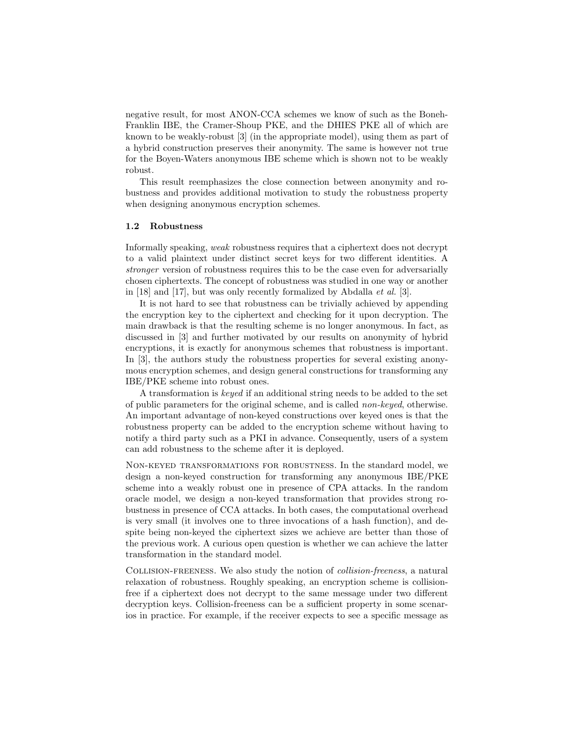negative result, for most ANON-CCA schemes we know of such as the Boneh-Franklin IBE, the Cramer-Shoup PKE, and the DHIES PKE all of which are known to be weakly-robust [3] (in the appropriate model), using them as part of a hybrid construction preserves their anonymity. The same is however not true for the Boyen-Waters anonymous IBE scheme which is shown not to be weakly robust.

This result reemphasizes the close connection between anonymity and robustness and provides additional motivation to study the robustness property when designing anonymous encryption schemes.

### 1.2 Robustness

Informally speaking, *weak* robustness requires that a ciphertext does not decrypt to a valid plaintext under distinct secret keys for two different identities. A *stronger* version of robustness requires this to be the case even for adversarially chosen ciphertexts. The concept of robustness was studied in one way or another in [18] and [17], but was only recently formalized by Abdalla *et al.* [3].

It is not hard to see that robustness can be trivially achieved by appending the encryption key to the ciphertext and checking for it upon decryption. The main drawback is that the resulting scheme is no longer anonymous. In fact, as discussed in [3] and further motivated by our results on anonymity of hybrid encryptions, it is exactly for anonymous schemes that robustness is important. In [3], the authors study the robustness properties for several existing anonymous encryption schemes, and design general constructions for transforming any IBE/PKE scheme into robust ones.

A transformation is *keyed* if an additional string needs to be added to the set of public parameters for the original scheme, and is called *non-keyed*, otherwise. An important advantage of non-keyed constructions over keyed ones is that the robustness property can be added to the encryption scheme without having to notify a third party such as a PKI in advance. Consequently, users of a system can add robustness to the scheme after it is deployed.

Non-keyed transformations for robustness. In the standard model, we design a non-keyed construction for transforming any anonymous IBE/PKE scheme into a weakly robust one in presence of CPA attacks. In the random oracle model, we design a non-keyed transformation that provides strong robustness in presence of CCA attacks. In both cases, the computational overhead is very small (it involves one to three invocations of a hash function), and despite being non-keyed the ciphertext sizes we achieve are better than those of the previous work. A curious open question is whether we can achieve the latter transformation in the standard model.

Collision-freeness. We also study the notion of *collision-freeness*, a natural relaxation of robustness. Roughly speaking, an encryption scheme is collision-free if a ciphertext does not decrypt to the same message under two different decryption keys. Collision-freeness can be a sufficient property in some scenarios in practice. For example, if the receiver expects to see a specific message as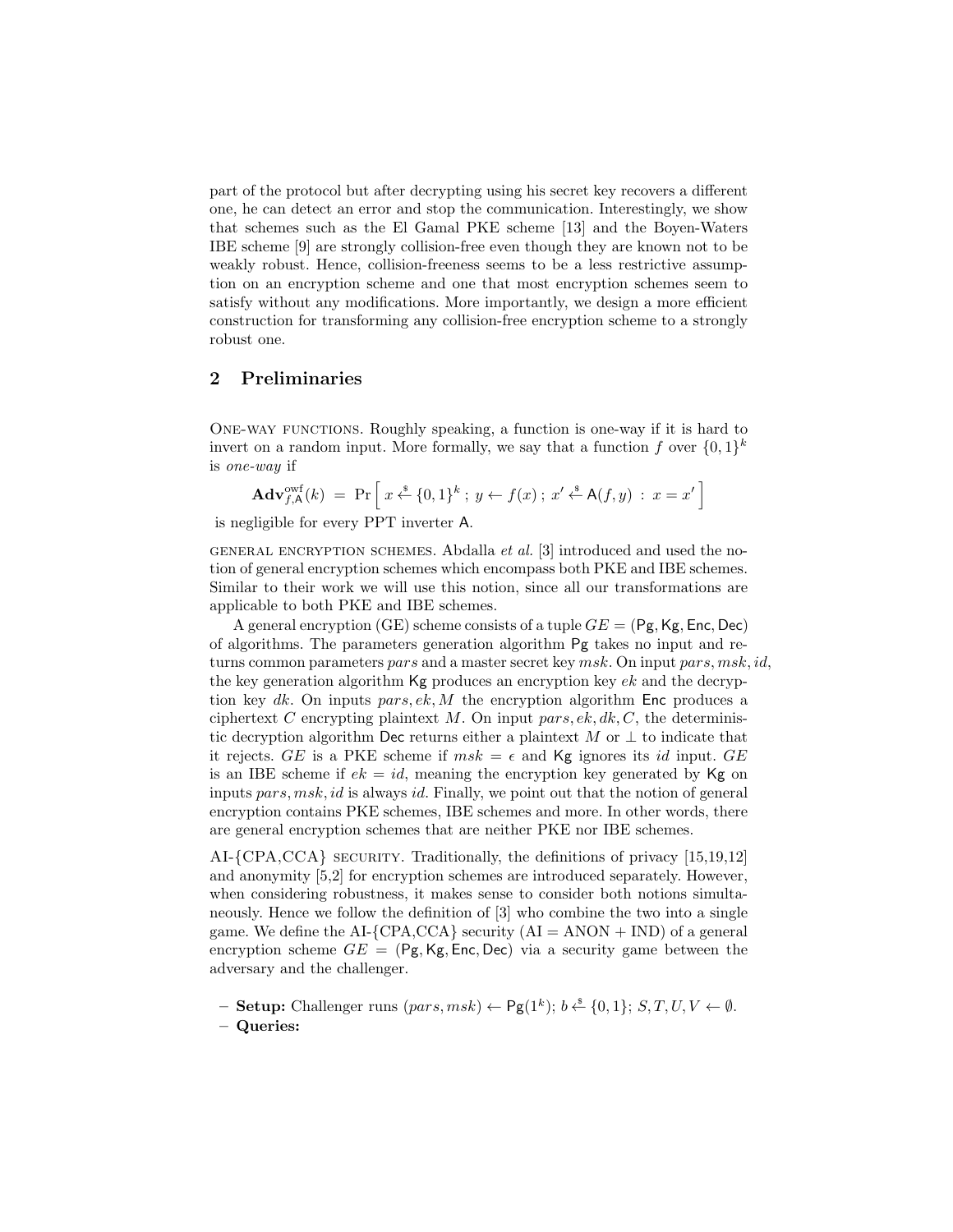part of the protocol but after decrypting using his secret key recovers a different one, he can detect an error and stop the communication. Interestingly, we show that schemes such as the El Gamal PKE scheme [13] and the Boyen-Waters IBE scheme [9] are strongly collision-free even though they are known not to be weakly robust. Hence, collision-freeness seems to be a less restrictive assumption on an encryption scheme and one that most encryption schemes seem to satisfy without any modifications. More importantly, we design a more efficient construction for transforming any collision-free encryption scheme to a strongly robust one.

## 2 Preliminaries

One-way functions. Roughly speaking, a function is one-way if it is hard to invert on a random input. More formally, we say that a function $f$ over $\{0,1\}^k$ is *one-way* if

$$\mathbf{Adv}^{\mathrm{owf}}_{f,\mathsf{A}}(k) \;=\; \Pr\Big[\, x \stackrel{\$}{\leftarrow} \{0,1\}^k \,;\; y \leftarrow f(x) \,;\; x' \stackrel{\$}{\leftarrow} \mathsf{A}(f,y) \;:\; x = x' \,\Big]$$

is negligible for every PPT inverter $\mathsf{A}$.

general encryption schemes. Abdalla *et al.* [3] introduced and used the notion of general encryption schemes which encompass both PKE and IBE schemes. Similar to their work we will use this notion, since all our transformations are applicable to both PKE and IBE schemes.

A general encryption (GE) scheme consists of a tuple $GE = (\mathsf{Pg}, \mathsf{Kg}, \mathsf{Enc}, \mathsf{Dec})$ of algorithms. The parameters generation algorithm $\mathsf{Pg}$ takes no input and returns common parameters $pars$ and a master secret key $msk$. On input $pars, msk, id$, the key generation algorithm $\mathsf{Kg}$ produces an encryption key $ek$ and the decryption key $dk$. On inputs $pars, ek, M$ the encryption algorithm $\mathsf{Enc}$ produces a ciphertext $C$ encrypting plaintext $M$. On input $pars, ek, dk, C$, the deterministic decryption algorithm $\mathsf{Dec}$ returns either a plaintext $M$ or $\perp$ to indicate that it rejects. $GE$ is a PKE scheme if $msk = \epsilon$ and $\mathsf{Kg}$ ignores its $id$ input. $GE$ is an IBE scheme if $ek = id$, meaning the encryption key generated by $\mathsf{Kg}$ on inputs $pars, msk, id$ is always $id$. Finally, we point out that the notion of general encryption contains PKE schemes, IBE schemes and more. In other words, there are general encryption schemes that are neither PKE nor IBE schemes.

AI-{CPA,CCA} security. Traditionally, the definitions of privacy [15,19,12] and anonymity [5,2] for encryption schemes are introduced separately. However, when considering robustness, it makes sense to consider both notions simultaneously. Hence we follow the definition of [3] who combine the two into a single game. We define the AI-{CPA,CCA} security (AI = ANON + IND) of a general encryption scheme $GE = (\mathsf{Pg}, \mathsf{Kg}, \mathsf{Enc}, \mathsf{Dec})$ via a security game between the adversary and the challenger.

- **Setup:** Challenger runs $(pars, msk) \leftarrow \mathsf{Pg}(1^k)$; $b \stackrel{\$}{\leftarrow} \{0,1\}$; $S, T, U, V \leftarrow \emptyset$.
- **Queries:**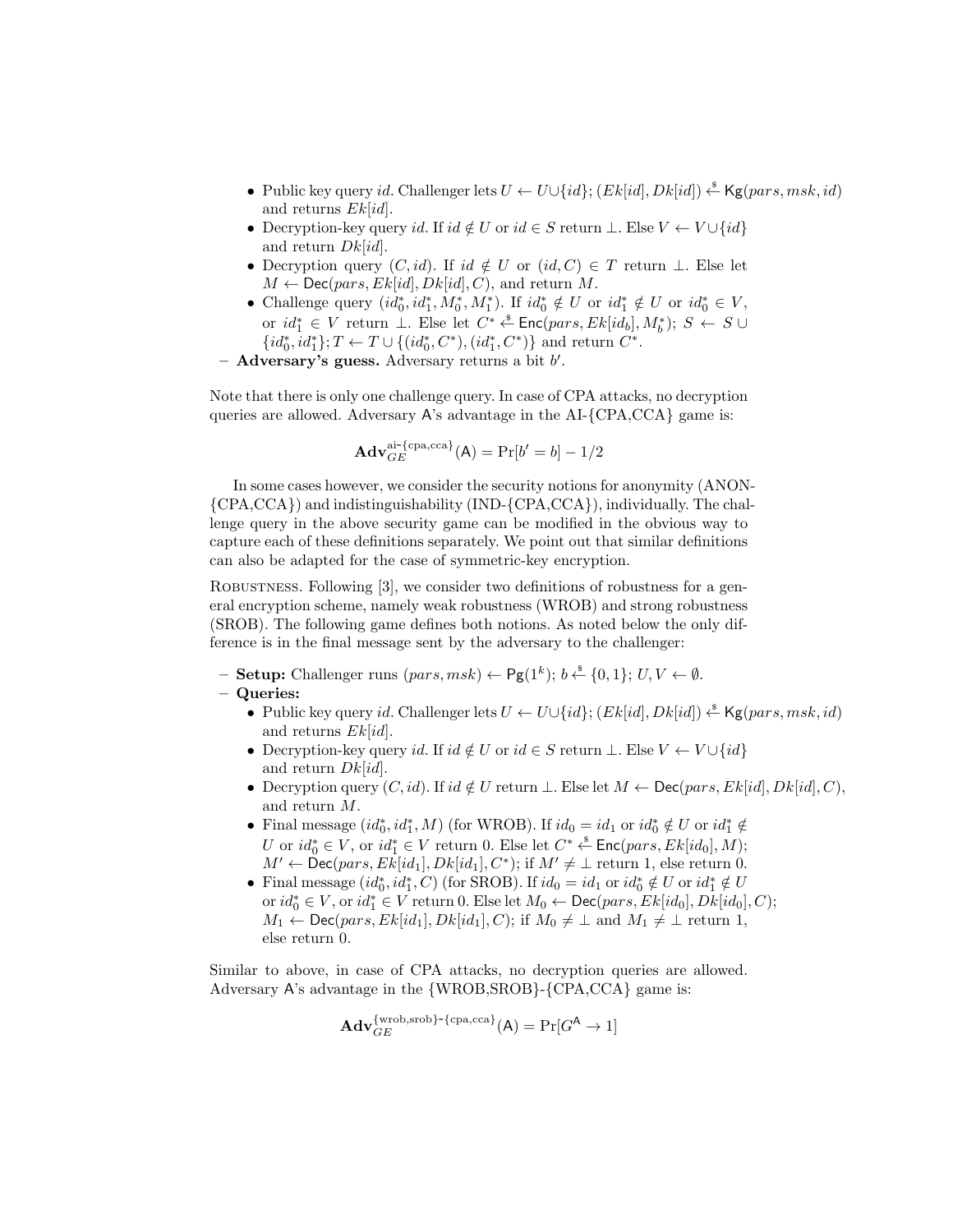- Public key query $id$. Challenger lets $U \leftarrow U \cup \{id\}$; $(Ek[id], Dk[id]) \xleftarrow{\$} \mathsf{Kg}(pars, msk, id)$ and returns $Ek[id]$.
  - Decryption-key query $id$. If $id \notin U$ or $id \in S$ return $\bot$. Else $V \leftarrow V \cup \{id\}$ and return $Dk[id]$.
  - Decryption query $(C, id)$. If $id \notin U$ or $(id, C) \in T$ return $\bot$. Else let $M \leftarrow \mathsf{Dec}(pars, Ek[id], Dk[id], C)$, and return $M$.
  - Challenge query $(id_0^*, id_1^*, M_0^*, M_1^*)$. If $id_0^* \notin U$ or $id_1^* \notin U$ or $id_0^* \in V$, or $id_1^* \in V$ return $\bot$. Else let $C^* \xleftarrow{\$} \mathsf{Enc}(pars, Ek[id_b], M_b^*)$; $S \leftarrow S \cup \{id_0^*, id_1^*\}$; $T \leftarrow T \cup \{(id_0^*, C^*), (id_1^*, C^*)\}$ and return $C^*$.

- **Adversary's guess.** Adversary returns a bit $b'$.

Note that there is only one challenge query. In case of CPA attacks, no decryption queries are allowed. Adversary A's advantage in the AI-{CPA,CCA} game is:

$$\mathbf{Adv}_{GE}^{\text{ai-\{cpa,cca\}}}(\mathsf{A}) = \Pr[b' = b] - 1/2$$

In some cases however, we consider the security notions for anonymity (ANON-{CPA,CCA}) and indistinguishability (IND-{CPA,CCA}), individually. The challenge query in the above security game can be modified in the obvious way to capture each of these definitions separately. We point out that similar definitions can also be adapted for the case of symmetric-key encryption.

Robustness. Following [3], we consider two definitions of robustness for a general encryption scheme, namely weak robustness (WROB) and strong robustness (SROB). The following game defines both notions. As noted below the only difference is in the final message sent by the adversary to the challenger:

- **Setup:** Challenger runs $(pars, msk) \leftarrow \mathsf{Pg}(1^k)$; $b \xleftarrow{\$} \{0, 1\}$; $U, V \leftarrow \emptyset$.
- **Queries:**
  - Public key query $id$. Challenger lets $U \leftarrow U \cup \{id\}$; $(Ek[id], Dk[id]) \xleftarrow{\$} \mathsf{Kg}(pars, msk, id)$ and returns $Ek[id]$.
  - Decryption-key query $id$. If $id \notin U$ or $id \in S$ return $\bot$. Else $V \leftarrow V \cup \{id\}$ and return $Dk[id]$.
  - Decryption query $(C, id)$. If $id \notin U$ return $\bot$. Else let $M \leftarrow \mathsf{Dec}(pars, Ek[id], Dk[id], C)$, and return $M$.
  - Final message $(id_0^*, id_1^*, M)$ (for WROB). If $id_0 = id_1$ or $id_0^* \notin U$ or $id_1^* \notin U$ or $id_0^* \in V$, or $id_1^* \in V$ return 0. Else let $C^* \xleftarrow{\$} \mathsf{Enc}(pars, Ek[id_0], M)$; $M' \leftarrow \mathsf{Dec}(pars, Ek[id_1], Dk[id_1], C^*)$; if $M' \neq \bot$ return 1, else return 0.
  - Final message $(id_0^*, id_1^*, C)$ (for SROB). If $id_0 = id_1$ or $id_0^* \notin U$ or $id_1^* \notin U$ or $id_0^* \in V$, or $id_1^* \in V$ return 0. Else let $M_0 \leftarrow \mathsf{Dec}(pars, Ek[id_0], Dk[id_0], C)$; $M_1 \leftarrow \mathsf{Dec}(pars, Ek[id_1], Dk[id_1], C)$; if $M_0 \neq \bot$ and $M_1 \neq \bot$ return 1, else return 0.

Similar to above, in case of CPA attacks, no decryption queries are allowed. Adversary A's advantage in the {WROB,SROB}-{CPA,CCA} game is:

$$\mathbf{Adv}_{GE}^{\text{\{wrob,srob\}-\{cpa,cca\}}}(\mathsf{A}) = \Pr[G^{\mathsf{A}} \rightarrow 1]$$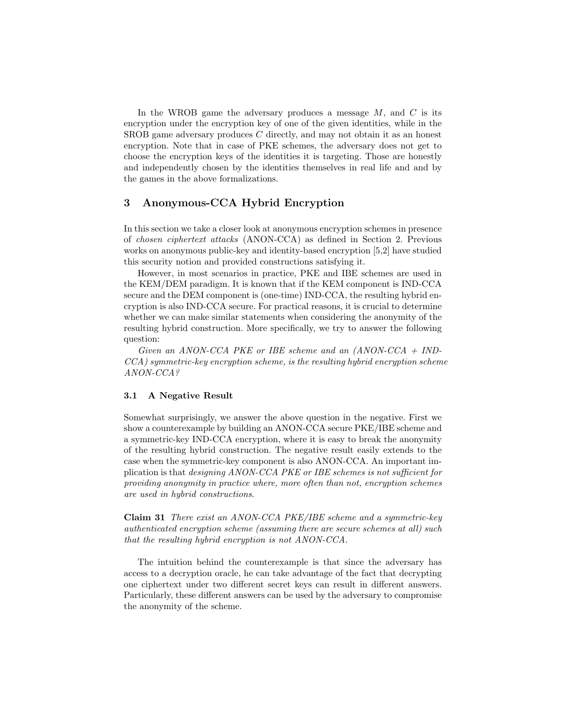In the WROB game the adversary produces a message $M$, and $C$ is its encryption under the encryption key of one of the given identities, while in the SROB game adversary produces $C$ directly, and may not obtain it as an honest encryption. Note that in case of PKE schemes, the adversary does not get to choose the encryption keys of the identities it is targeting. Those are honestly and independently chosen by the identities themselves in real life and and by the games in the above formalizations.

## 3 Anonymous-CCA Hybrid Encryption

In this section we take a closer look at anonymous encryption schemes in presence of *chosen ciphertext attacks* (ANON-CCA) as defined in Section 2. Previous works on anonymous public-key and identity-based encryption [5,2] have studied this security notion and provided constructions satisfying it.

However, in most scenarios in practice, PKE and IBE schemes are used in the KEM/DEM paradigm. It is known that if the KEM component is IND-CCA secure and the DEM component is (one-time) IND-CCA, the resulting hybrid encryption is also IND-CCA secure. For practical reasons, it is crucial to determine whether we can make similar statements when considering the anonymity of the resulting hybrid construction. More specifically, we try to answer the following question:

*Given an ANON-CCA PKE or IBE scheme and an (ANON-CCA + IND-CCA) symmetric-key encryption scheme, is the resulting hybrid encryption scheme ANON-CCA?*

### 3.1 A Negative Result

Somewhat surprisingly, we answer the above question in the negative. First we show a counterexample by building an ANON-CCA secure PKE/IBE scheme and a symmetric-key IND-CCA encryption, where it is easy to break the anonymity of the resulting hybrid construction. The negative result easily extends to the case when the symmetric-key component is also ANON-CCA. An important implication is that *designing ANON-CCA PKE or IBE schemes is not sufficient for providing anonymity in practice where, more often than not, encryption schemes are used in hybrid constructions*.

**Claim 31** *There exist an ANON-CCA PKE/IBE scheme and a symmetric-key authenticated encryption scheme (assuming there are secure schemes at all) such that the resulting hybrid encryption is not ANON-CCA.*

The intuition behind the counterexample is that since the adversary has access to a decryption oracle, he can take advantage of the fact that decrypting one ciphertext under two different secret keys can result in different answers. Particularly, these different answers can be used by the adversary to compromise the anonymity of the scheme.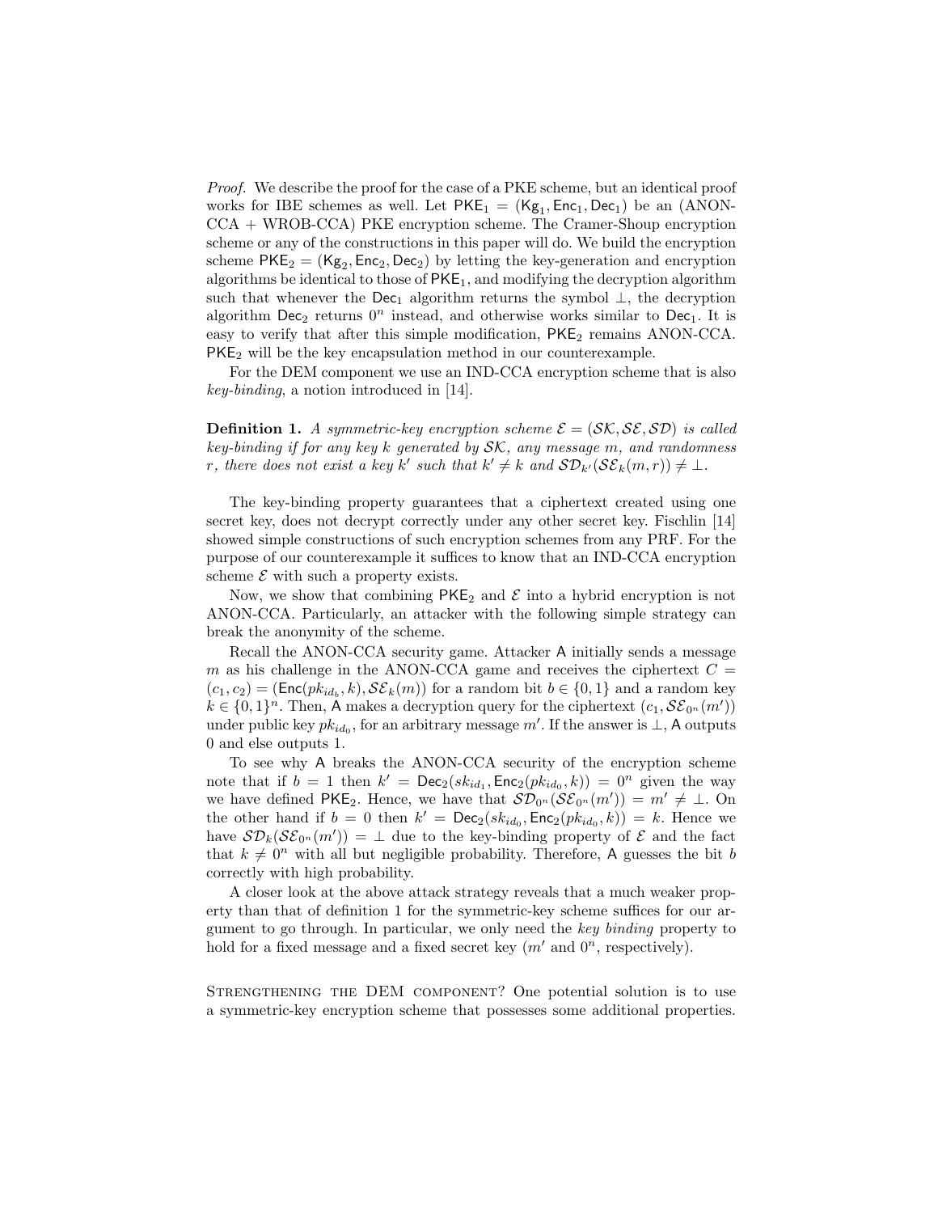*Proof.* We describe the proof for the case of a PKE scheme, but an identical proof works for IBE schemes as well. Let $\mathsf{PKE}_1 = (\mathsf{Kg}_1, \mathsf{Enc}_1, \mathsf{Dec}_1)$ be an (ANON-CCA + WROB-CCA) PKE encryption scheme. The Cramer-Shoup encryption scheme or any of the constructions in this paper will do. We build the encryption scheme $\mathsf{PKE}_2 = (\mathsf{Kg}_2, \mathsf{Enc}_2, \mathsf{Dec}_2)$ by letting the key-generation and encryption algorithms be identical to those of $\mathsf{PKE}_1$, and modifying the decryption algorithm such that whenever the $\mathsf{Dec}_1$ algorithm returns the symbol $\perp$, the decryption algorithm $\mathsf{Dec}_2$ returns $0^n$ instead, and otherwise works similar to $\mathsf{Dec}_1$. It is easy to verify that after this simple modification, $\mathsf{PKE}_2$ remains ANON-CCA. $\mathsf{PKE}_2$ will be the key encapsulation method in our counterexample.

For the DEM component we use an IND-CCA encryption scheme that is also *key-binding*, a notion introduced in [14].

**Definition 1.** *A symmetric-key encryption scheme $\mathcal{E} = (\mathcal{SK}, \mathcal{SE}, \mathcal{SD})$ is called key-binding if for any key $k$ generated by $\mathcal{SK}$, any message $m$, and randomness $r$, there does not exist a key $k'$ such that $k' \neq k$ and $\mathcal{SD}_{k'}(\mathcal{SE}_k(m, r)) \neq \perp$.*

The key-binding property guarantees that a ciphertext created using one secret key, does not decrypt correctly under any other secret key. Fischlin [14] showed simple constructions of such encryption schemes from any PRF. For the purpose of our counterexample it suffices to know that an IND-CCA encryption scheme $\mathcal{E}$ with such a property exists.

Now, we show that combining $\mathsf{PKE}_2$ and $\mathcal{E}$ into a hybrid encryption is not ANON-CCA. Particularly, an attacker with the following simple strategy can break the anonymity of the scheme.

Recall the ANON-CCA security game. Attacker $\mathsf{A}$ initially sends a message $m$ as his challenge in the ANON-CCA game and receives the ciphertext $C = (c_1, c_2) = (\mathsf{Enc}(pk_{id_b}, k), \mathcal{SE}_k(m))$ for a random bit $b \in \{0,1\}$ and a random key $k \in \{0,1\}^n$. Then, $\mathsf{A}$ makes a decryption query for the ciphertext $(c_1, \mathcal{SE}_{0^n}(m'))$ under public key $pk_{id_0}$, for an arbitrary message $m'$. If the answer is $\perp$, $\mathsf{A}$ outputs 0 and else outputs 1.

To see why $\mathsf{A}$ breaks the ANON-CCA security of the encryption scheme note that if $b = 1$ then $k' = \mathsf{Dec}_2(sk_{id_1}, \mathsf{Enc}_2(pk_{id_0}, k)) = 0^n$ given the way we have defined $\mathsf{PKE}_2$. Hence, we have that $\mathcal{SD}_{0^n}(\mathcal{SE}_{0^n}(m')) = m' \neq \perp$. On the other hand if $b = 0$ then $k' = \mathsf{Dec}_2(sk_{id_0}, \mathsf{Enc}_2(pk_{id_0}, k)) = k$. Hence we have $\mathcal{SD}_k(\mathcal{SE}_{0^n}(m')) = \perp$ due to the key-binding property of $\mathcal{E}$ and the fact that $k \neq 0^n$ with all but negligible probability. Therefore, $\mathsf{A}$ guesses the bit $b$ correctly with high probability.

A closer look at the above attack strategy reveals that a much weaker property than that of definition 1 for the symmetric-key scheme suffices for our argument to go through. In particular, we only need the *key binding* property to hold for a fixed message and a fixed secret key ($m'$ and $0^n$, respectively).

Strengthening the DEM component? One potential solution is to use a symmetric-key encryption scheme that possesses some additional properties.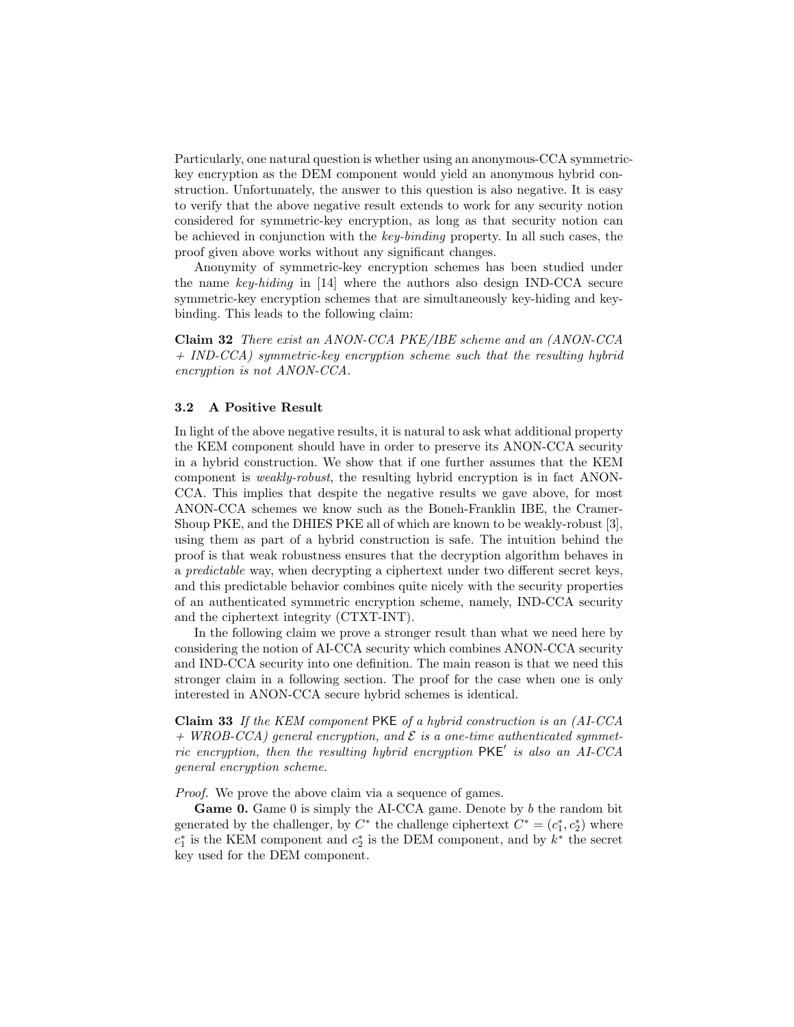Particularly, one natural question is whether using an anonymous-CCA symmetric-key encryption as the DEM component would yield an anonymous hybrid construction. Unfortunately, the answer to this question is also negative. It is easy to verify that the above negative result extends to work for any security notion considered for symmetric-key encryption, as long as that security notion can be achieved in conjunction with the *key-binding* property. In all such cases, the proof given above works without any significant changes.

Anonymity of symmetric-key encryption schemes has been studied under the name *key-hiding* in [14] where the authors also design IND-CCA secure symmetric-key encryption schemes that are simultaneously key-hiding and key-binding. This leads to the following claim:

**Claim 32** *There exist an ANON-CCA PKE/IBE scheme and an (ANON-CCA + IND-CCA) symmetric-key encryption scheme such that the resulting hybrid encryption is not ANON-CCA.*

### 3.2 A Positive Result

In light of the above negative results, it is natural to ask what additional property the KEM component should have in order to preserve its ANON-CCA security in a hybrid construction. We show that if one further assumes that the KEM component is *weakly-robust*, the resulting hybrid encryption is in fact ANON-CCA. This implies that despite the negative results we gave above, for most ANON-CCA schemes we know such as the Boneh-Franklin IBE, the Cramer-Shoup PKE, and the DHIES PKE all of which are known to be weakly-robust [3], using them as part of a hybrid construction is safe. The intuition behind the proof is that weak robustness ensures that the decryption algorithm behaves in a *predictable* way, when decrypting a ciphertext under two different secret keys, and this predictable behavior combines quite nicely with the security properties of an authenticated symmetric encryption scheme, namely, IND-CCA security and the ciphertext integrity (CTXT-INT).

In the following claim we prove a stronger result than what we need here by considering the notion of AI-CCA security which combines ANON-CCA security and IND-CCA security into one definition. The main reason is that we need this stronger claim in a following section. The proof for the case when one is only interested in ANON-CCA secure hybrid schemes is identical.

**Claim 33** *If the KEM component* $\mathsf{PKE}$ *of a hybrid construction is an (AI-CCA + WROB-CCA) general encryption, and* $\mathcal{E}$ *is a one-time authenticated symmetric encryption, then the resulting hybrid encryption* $\mathsf{PKE}'$ *is also an AI-CCA general encryption scheme.*

*Proof.* We prove the above claim via a sequence of games.

**Game 0.** Game 0 is simply the AI-CCA game. Denote by $b$ the random bit generated by the challenger, by $C^*$ the challenge ciphertext $C^* = (c_1^*, c_2^*)$ where $c_1^*$ is the KEM component and $c_2^*$ is the DEM component, and by $k^*$ the secret key used for the DEM component.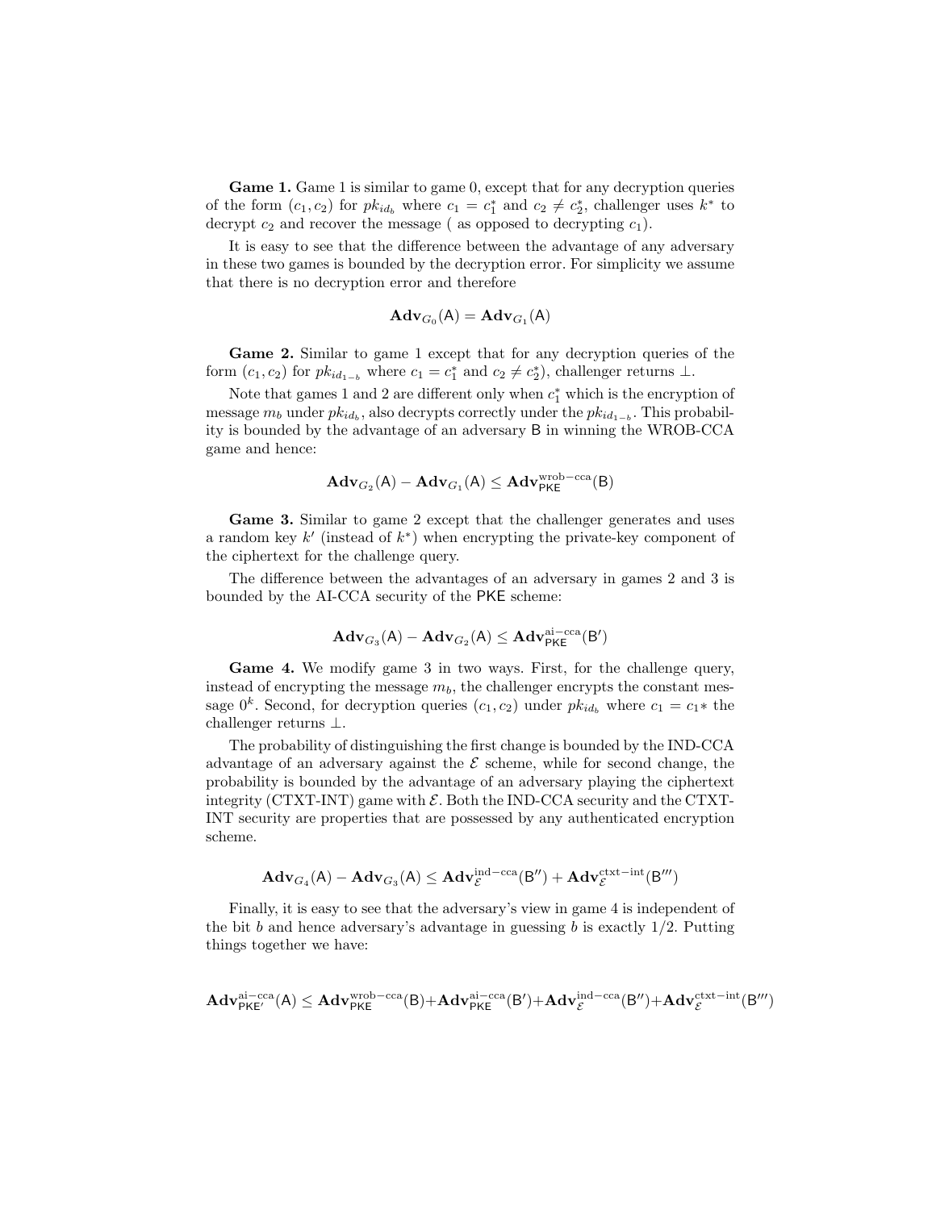**Game 1.** Game 1 is similar to game 0, except that for any decryption queries of the form $(c_1, c_2)$ for $pk_{id_b}$ where $c_1 = c_1^*$ and $c_2 \neq c_2^*$, challenger uses $k^*$ to decrypt $c_2$ and recover the message ( as opposed to decrypting $c_1$).

It is easy to see that the difference between the advantage of any adversary in these two games is bounded by the decryption error. For simplicity we assume that there is no decryption error and therefore

$$\mathbf{Adv}_{G_0}(\mathsf{A}) = \mathbf{Adv}_{G_1}(\mathsf{A})$$

**Game 2.** Similar to game 1 except that for any decryption queries of the form $(c_1, c_2)$ for $pk_{id_{1-b}}$ where $c_1 = c_1^*$ and $c_2 \neq c_2^*$), challenger returns $\perp$.

Note that games 1 and 2 are different only when $c_1^*$ which is the encryption of message $m_b$ under $pk_{id_b}$, also decrypts correctly under the $pk_{id_{1-b}}$. This probability is bounded by the advantage of an adversary B in winning the WROB-CCA game and hence:

$$\mathbf{Adv}_{G_2}(\mathsf{A}) - \mathbf{Adv}_{G_1}(\mathsf{A}) \leq \mathbf{Adv}_{\mathsf{PKE}}^{\mathrm{wrob-cca}}(\mathsf{B})$$

**Game 3.** Similar to game 2 except that the challenger generates and uses a random key $k'$ (instead of $k^*$) when encrypting the private-key component of the ciphertext for the challenge query.

The difference between the advantages of an adversary in games 2 and 3 is bounded by the AI-CCA security of the PKE scheme:

$$\mathbf{Adv}_{G_3}(\mathsf{A}) - \mathbf{Adv}_{G_2}(\mathsf{A}) \leq \mathbf{Adv}_{\mathsf{PKE}}^{\mathrm{ai-cca}}(\mathsf{B}')$$

**Game 4.** We modify game 3 in two ways. First, for the challenge query, instead of encrypting the message $m_b$, the challenger encrypts the constant message $0^k$. Second, for decryption queries $(c_1, c_2)$ under $pk_{id_b}$ where $c_1 = c_1*$ the challenger returns $\perp$.

The probability of distinguishing the first change is bounded by the IND-CCA advantage of an adversary against the $\mathcal{E}$ scheme, while for second change, the probability is bounded by the advantage of an adversary playing the ciphertext integrity (CTXT-INT) game with $\mathcal{E}$. Both the IND-CCA security and the CTXT-INT security are properties that are possessed by any authenticated encryption scheme.

$$\mathbf{Adv}_{G_4}(\mathsf{A}) - \mathbf{Adv}_{G_3}(\mathsf{A}) \leq \mathbf{Adv}_{\mathcal{E}}^{\mathrm{ind-cca}}(\mathsf{B}'') + \mathbf{Adv}_{\mathcal{E}}^{\mathrm{ctxt-int}}(\mathsf{B}''')$$

Finally, it is easy to see that the adversary's view in game 4 is independent of the bit $b$ and hence adversary's advantage in guessing $b$ is exactly 1/2. Putting things together we have:

$$\mathbf{Adv}_{\mathsf{PKE}'}^{\mathrm{ai-cca}}(\mathsf{A}) \leq \mathbf{Adv}_{\mathsf{PKE}}^{\mathrm{wrob-cca}}(\mathsf{B}) + \mathbf{Adv}_{\mathsf{PKE}}^{\mathrm{ai-cca}}(\mathsf{B}') + \mathbf{Adv}_{\mathcal{E}}^{\mathrm{ind-cca}}(\mathsf{B}'') + \mathbf{Adv}_{\mathcal{E}}^{\mathrm{ctxt-int}}(\mathsf{B}''')$$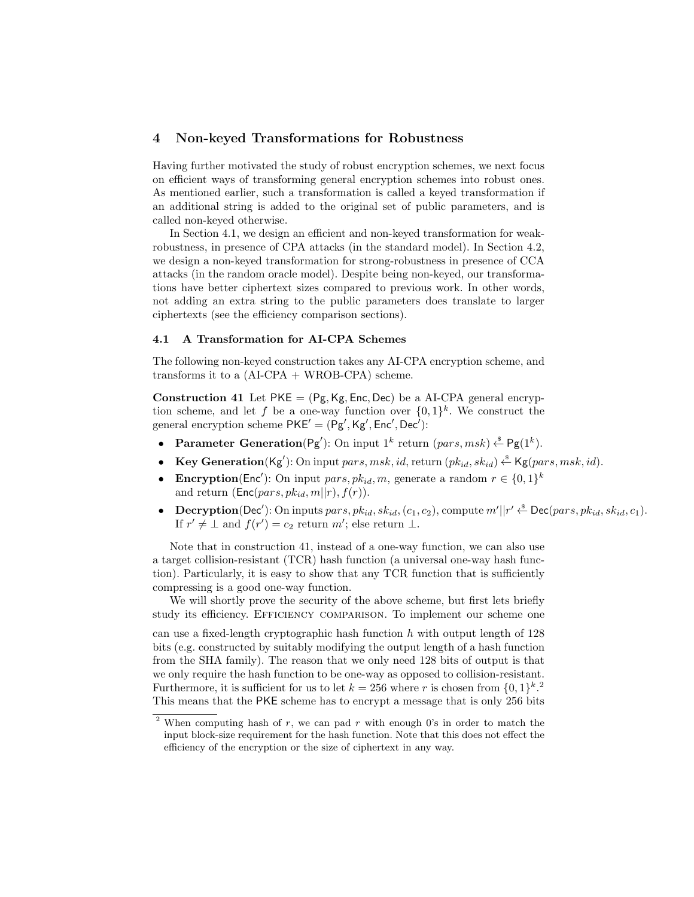## 4 Non-keyed Transformations for Robustness

Having further motivated the study of robust encryption schemes, we next focus on efficient ways of transforming general encryption schemes into robust ones. As mentioned earlier, such a transformation is called a keyed transformation if an additional string is added to the original set of public parameters, and is called non-keyed otherwise.

In Section 4.1, we design an efficient and non-keyed transformation for weak-robustness, in presence of CPA attacks (in the standard model). In Section 4.2, we design a non-keyed transformation for strong-robustness in presence of CCA attacks (in the random oracle model). Despite being non-keyed, our transformations have better ciphertext sizes compared to previous work. In other words, not adding an extra string to the public parameters does translate to larger ciphertexts (see the efficiency comparison sections).

### 4.1 A Transformation for AI-CPA Schemes

The following non-keyed construction takes any AI-CPA encryption scheme, and transforms it to a (AI-CPA + WROB-CPA) scheme.

**Construction 41** Let $\mathsf{PKE} = (\mathsf{Pg}, \mathsf{Kg}, \mathsf{Enc}, \mathsf{Dec})$ be a AI-CPA general encryption scheme, and let $f$ be a one-way function over $\{0,1\}^k$. We construct the general encryption scheme $\mathsf{PKE}' = (\mathsf{Pg}', \mathsf{Kg}', \mathsf{Enc}', \mathsf{Dec}')$:

- **Parameter Generation**($\mathsf{Pg}'$): On input $1^k$ return $(pars, msk) \stackrel{\$}{\leftarrow} \mathsf{Pg}(1^k)$.
- **Key Generation**($\mathsf{Kg}'$): On input $pars, msk, id$, return $(pk_{id}, sk_{id}) \stackrel{\$}{\leftarrow} \mathsf{Kg}(pars, msk, id)$.
- **Encryption**($\mathsf{Enc}'$): On input $pars, pk_{id}, m$, generate a random $r \in \{0,1\}^k$ and return $(\mathsf{Enc}(pars, pk_{id}, m||r), f(r))$.
- **Decryption**($\mathsf{Dec}'$): On inputs $pars, pk_{id}, sk_{id}, (c_1, c_2)$, compute $m'||r' \stackrel{\$}{\leftarrow} \mathsf{Dec}(pars, pk_{id}, sk_{id}, c_1)$. If $r' \neq \perp$ and $f(r') = c_2$ return $m'$; else return $\perp$.

Note that in construction 41, instead of a one-way function, we can also use a target collision-resistant (TCR) hash function (a universal one-way hash function). Particularly, it is easy to show that any TCR function that is sufficiently compressing is a good one-way function.

We will shortly prove the security of the above scheme, but first lets briefly study its efficiency. Efficiency comparison. To implement our scheme one can use a fixed-length cryptographic hash function $h$ with output length of 128 bits (e.g. constructed by suitably modifying the output length of a hash function from the SHA family). The reason that we only need 128 bits of output is that we only require the hash function to be one-way as opposed to collision-resistant. Furthermore, it is sufficient for us to let $k = 256$ where $r$ is chosen from $\{0,1\}^k$.[2] This means that the PKE scheme has to encrypt a message that is only 256 bits

[2] When computing hash of $r$, we can pad $r$ with enough 0's in order to match the input block-size requirement for the hash function. Note that this does not effect the efficiency of the encryption or the size of ciphertext in any way.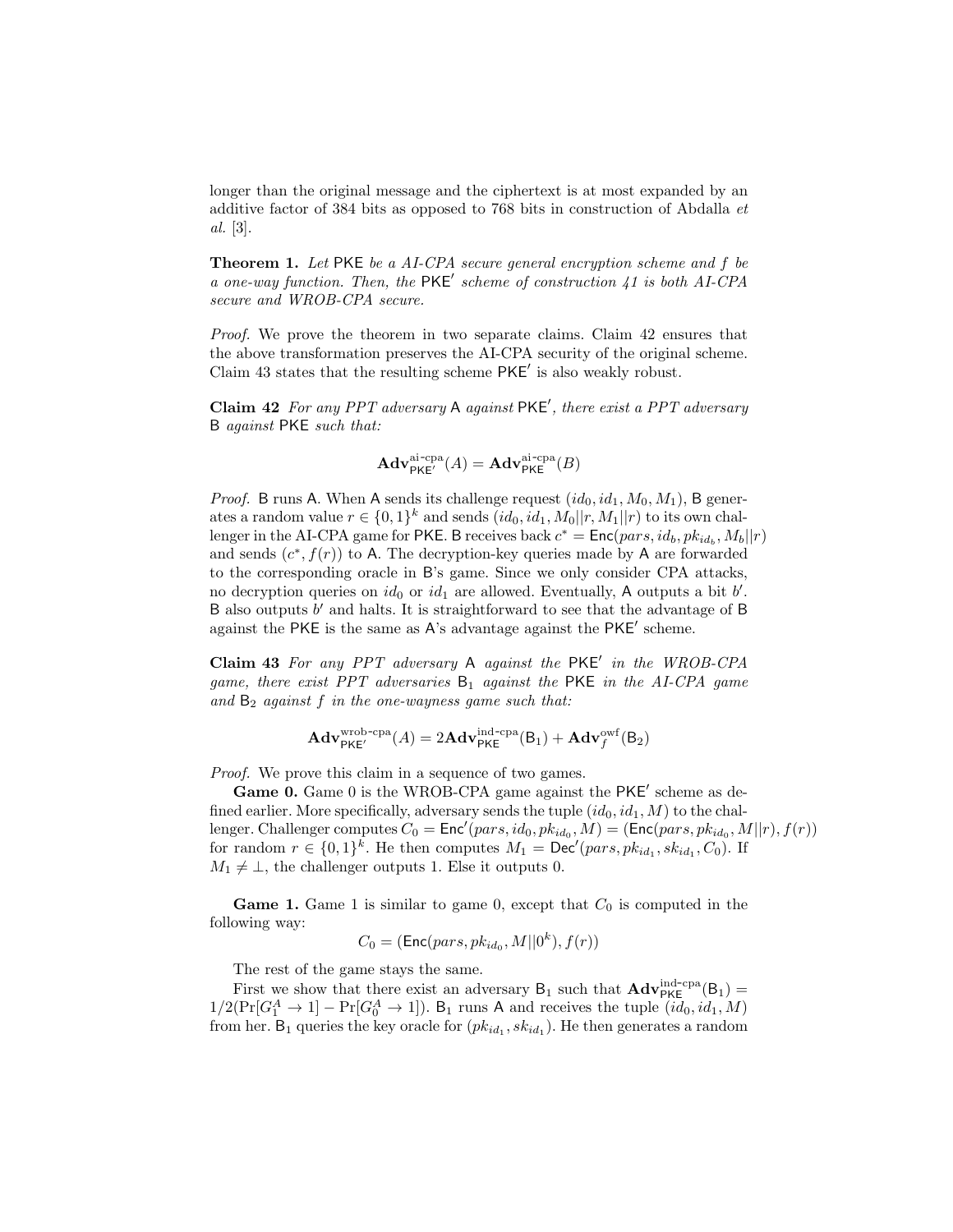longer than the original message and the ciphertext is at most expanded by an additive factor of 384 bits as opposed to 768 bits in construction of Abdalla *et al.* [3].

**Theorem 1.** *Let* PKE *be a AI-CPA secure general encryption scheme and $f$ be a one-way function. Then, the* $\mathsf{PKE}'$ *scheme of construction 41 is both AI-CPA secure and WROB-CPA secure.*

*Proof.* We prove the theorem in two separate claims. Claim 42 ensures that the above transformation preserves the AI-CPA security of the original scheme. Claim 43 states that the resulting scheme $\mathsf{PKE}'$ is also weakly robust.

**Claim 42** *For any PPT adversary* A *against* $\mathsf{PKE}'$*, there exist a PPT adversary* B *against* PKE *such that:*

$$\mathbf{Adv}^{\text{ai-cpa}}_{\mathsf{PKE}'}(A) = \mathbf{Adv}^{\text{ai-cpa}}_{\mathsf{PKE}}(B)$$

*Proof.* B runs A. When A sends its challenge request $(id_0, id_1, M_0, M_1)$, B generates a random value $r \in \{0,1\}^k$ and sends $(id_0, id_1, M_0||r, M_1||r)$ to its own challenger in the AI-CPA game for PKE. B receives back $c^* = \mathsf{Enc}(pars, id_b, pk_{id_b}, M_b||r)$ and sends $(c^*, f(r))$ to A. The decryption-key queries made by A are forwarded to the corresponding oracle in B's game. Since we only consider CPA attacks, no decryption queries on $id_0$ or $id_1$ are allowed. Eventually, A outputs a bit $b'$. B also outputs $b'$ and halts. It is straightforward to see that the advantage of B against the PKE is the same as A's advantage against the $\mathsf{PKE}'$ scheme.

**Claim 43** *For any PPT adversary* A *against the* $\mathsf{PKE}'$ *in the WROB-CPA game, there exist PPT adversaries* $\mathsf{B}_1$ *against the* PKE *in the AI-CPA game and* $\mathsf{B}_2$ *against* $f$ *in the one-wayness game such that:*

$$\mathbf{Adv}^{\text{wrob-cpa}}_{\mathsf{PKE}'}(A) = 2\mathbf{Adv}^{\text{ind-cpa}}_{\mathsf{PKE}}(\mathsf{B}_1) + \mathbf{Adv}^{\text{owf}}_{f}(\mathsf{B}_2)$$

*Proof.* We prove this claim in a sequence of two games.

**Game 0.** Game 0 is the WROB-CPA game against the $\mathsf{PKE}'$ scheme as defined earlier. More specifically, adversary sends the tuple $(id_0, id_1, M)$ to the challenger. Challenger computes $C_0 = \mathsf{Enc}'(pars, id_0, pk_{id_0}, M) = (\mathsf{Enc}(pars, pk_{id_0}, M||r), f(r))$ for random $r \in \{0,1\}^k$. He then computes $M_1 = \mathsf{Dec}'(pars, pk_{id_1}, sk_{id_1}, C_0)$. If $M_1 \neq \perp$, the challenger outputs 1. Else it outputs 0.

**Game 1.** Game 1 is similar to game 0, except that $C_0$ is computed in the following way:

$$C_0 = (\mathsf{Enc}(pars, pk_{id_0}, M||0^k), f(r))$$

The rest of the game stays the same.

First we show that there exist an adversary $\mathsf{B}_1$ such that $\mathbf{Adv}^{\text{ind-cpa}}_{\mathsf{PKE}}(\mathsf{B}_1) = 1/2(\Pr[G^A_1 \to 1] - \Pr[G^A_0 \to 1])$. $\mathsf{B}_1$ runs A and receives the tuple $(id_0, id_1, M)$ from her. $\mathsf{B}_1$ queries the key oracle for $(pk_{id_1}, sk_{id_1})$. He then generates a random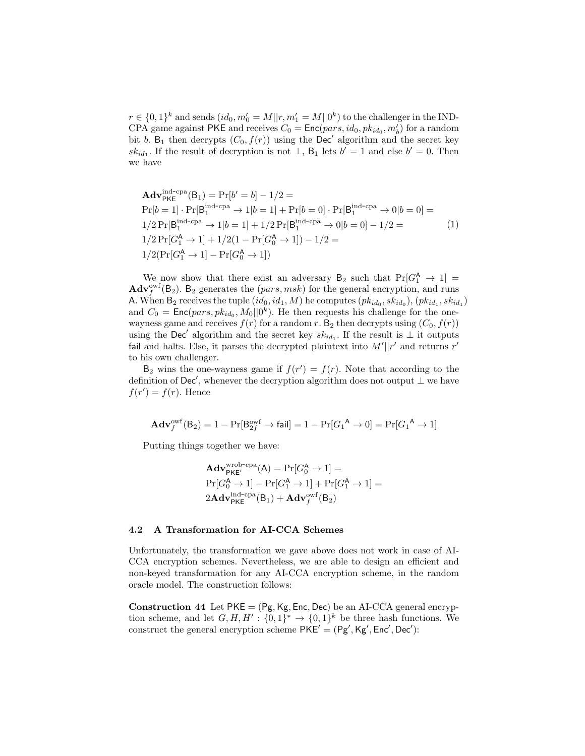$r \in \{0,1\}^k$ and sends $(id_0, m'_0 = M||r, m'_1 = M||0^k)$ to the challenger in the IND-CPA game against $\mathsf{PKE}$ and receives $C_0 = \mathsf{Enc}(pars, id_0, pk_{id_0}, m'_b)$ for a random bit $b$. $\mathsf{B}_1$ then decrypts $(C_0, f(r))$ using the $\mathsf{Dec}'$ algorithm and the secret key $sk_{id_1}$. If the result of decryption is not $\perp$, $\mathsf{B}_1$ lets $b' = 1$ and else $b' = 0$. Then we have

$$
\begin{aligned}
&\mathbf{Adv}^{\text{ind-cpa}}_{\mathsf{PKE}}(\mathsf{B}_1) = \Pr[b' = b] - 1/2 = \\
&\Pr[b = 1] \cdot \Pr[\mathsf{B}_1^{\text{ind-cpa}} \to 1 | b = 1] + \Pr[b = 0] \cdot \Pr[\mathsf{B}_1^{\text{ind-cpa}} \to 0 | b = 0] = \\
&1/2 \Pr[\mathsf{B}_1^{\text{ind-cpa}} \to 1 | b = 1] + 1/2 \Pr[\mathsf{B}_1^{\text{ind-cpa}} \to 0 | b = 0] - 1/2 = \\
&1/2 \Pr[G_1^{\mathsf{A}} \to 1] + 1/2(1 - \Pr[G_0^{\mathsf{A}} \to 1]) - 1/2 = \\
&1/2(\Pr[G_1^{\mathsf{A}} \to 1] - \Pr[G_0^{\mathsf{A}} \to 1])
\end{aligned}
\tag{1}
$$

We now show that there exist an adversary $\mathsf{B}_2$ such that $\Pr[G_1^{\mathsf{A}} \to 1] = \mathbf{Adv}^{\text{owf}}_f(\mathsf{B}_2)$. $\mathsf{B}_2$ generates the $(pars, msk)$ for the general encryption, and runs $\mathsf{A}$. When $\mathsf{B}_2$ receives the tuple $(id_0, id_1, M)$ he computes $(pk_{id_0}, sk_{id_0})$, $(pk_{id_1}, sk_{id_1})$ and $C_0 = \mathsf{Enc}(pars, pk_{id_0}, M_0||0^k)$. He then requests his challenge for the one-wayness game and receives $f(r)$ for a random $r$. $\mathsf{B}_2$ then decrypts using $(C_0, f(r))$ using the $\mathsf{Dec}'$ algorithm and the secret key $sk_{id_1}$. If the result is $\perp$ it outputs $\mathsf{fail}$ and halts. Else, it parses the decrypted plaintext into $M'||r'$ and returns $r'$ to his own challenger.

$\mathsf{B}_2$ wins the one-wayness game if $f(r') = f(r)$. Note that according to the definition of $\mathsf{Dec}'$, whenever the decryption algorithm does not output $\perp$ we have $f(r') = f(r)$. Hence

$$
\mathbf{Adv}^{\text{owf}}_f(\mathsf{B}_2) = 1 - \Pr[\mathsf{B}_{2f}^{\text{owf}} \to \mathsf{fail}] = 1 - \Pr[{G_1}^{\mathsf{A}} \to 0] = \Pr[{G_1}^{\mathsf{A}} \to 1]
$$

Putting things together we have:

$$
\begin{aligned}
&\mathbf{Adv}^{\text{wrob-cpa}}_{\mathsf{PKE}'}(\mathsf{A}) = \Pr[G_0^{\mathsf{A}} \to 1] = \\
&\Pr[G_0^{\mathsf{A}} \to 1] - \Pr[G_1^{\mathsf{A}} \to 1] + \Pr[G_1^{\mathsf{A}} \to 1] = \\
&2\mathbf{Adv}^{\text{ind-cpa}}_{\mathsf{PKE}}(\mathsf{B}_1) + \mathbf{Adv}^{\text{owf}}_f(\mathsf{B}_2)
\end{aligned}
$$

### 4.2 A Transformation for AI-CCA Schemes

Unfortunately, the transformation we gave above does not work in case of AI-CCA encryption schemes. Nevertheless, we are able to design an efficient and non-keyed transformation for any AI-CCA encryption scheme, in the random oracle model. The construction follows:

**Construction 44** Let $\mathsf{PKE} = (\mathsf{Pg}, \mathsf{Kg}, \mathsf{Enc}, \mathsf{Dec})$ be an AI-CCA general encryption scheme, and let $G, H, H' : \{0,1\}^* \to \{0,1\}^k$ be three hash functions. We construct the general encryption scheme $\mathsf{PKE}' = (\mathsf{Pg}', \mathsf{Kg}', \mathsf{Enc}', \mathsf{Dec}')$: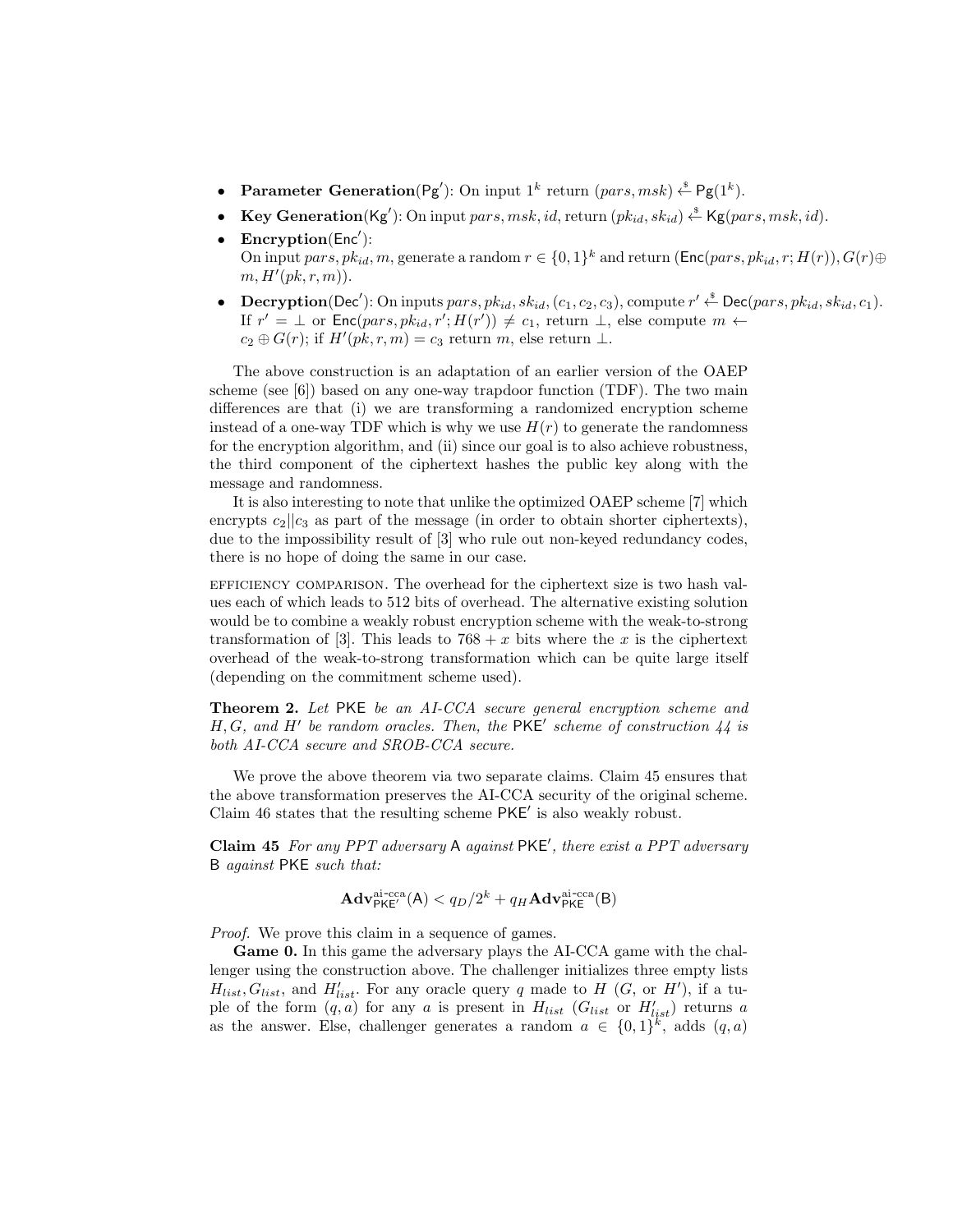- **Parameter Generation**($\mathsf{Pg}'$): On input $1^k$ return $(pars, msk) \xleftarrow{\$} \mathsf{Pg}(1^k)$.
- **Key Generation**($\mathsf{Kg}'$): On input $pars, msk, id$, return $(pk_{id}, sk_{id}) \xleftarrow{\$} \mathsf{Kg}(pars, msk, id)$.
- **Encryption**($\mathsf{Enc}'$):
  On input $pars, pk_{id}, m$, generate a random $r \in \{0,1\}^k$ and return $(\mathsf{Enc}(pars, pk_{id}, r; H(r)), G(r) \oplus m, H'(pk, r, m))$.
- **Decryption**($\mathsf{Dec}'$): On inputs $pars, pk_{id}, sk_{id}, (c_1, c_2, c_3)$, compute $r' \xleftarrow{\$} \mathsf{Dec}(pars, pk_{id}, sk_{id}, c_1)$. If $r' = \perp$ or $\mathsf{Enc}(pars, pk_{id}, r'; H(r')) \neq c_1$, return $\perp$, else compute $m \leftarrow c_2 \oplus G(r)$; if $H'(pk, r, m) = c_3$ return $m$, else return $\perp$.

The above construction is an adaptation of an earlier version of the OAEP scheme (see [6]) based on any one-way trapdoor function (TDF). The two main differences are that (i) we are transforming a randomized encryption scheme instead of a one-way TDF which is why we use $H(r)$ to generate the randomness for the encryption algorithm, and (ii) since our goal is to also achieve robustness, the third component of the ciphertext hashes the public key along with the message and randomness.

It is also interesting to note that unlike the optimized OAEP scheme [7] which encrypts $c_2||c_3$ as part of the message (in order to obtain shorter ciphertexts), due to the impossibility result of [3] who rule out non-keyed redundancy codes, there is no hope of doing the same in our case.

EFFICIENCY COMPARISON. The overhead for the ciphertext size is two hash values each of which leads to 512 bits of overhead. The alternative existing solution would be to combine a weakly robust encryption scheme with the weak-to-strong transformation of [3]. This leads to $768 + x$ bits where the $x$ is the ciphertext overhead of the weak-to-strong transformation which can be quite large itself (depending on the commitment scheme used).

**Theorem 2.** *Let* $\mathsf{PKE}$ *be an AI-CCA secure general encryption scheme and* $H, G,$ *and* $H'$ *be random oracles. Then, the* $\mathsf{PKE}'$ *scheme of construction 44 is both AI-CCA secure and SROB-CCA secure.*

We prove the above theorem via two separate claims. Claim 45 ensures that the above transformation preserves the AI-CCA security of the original scheme. Claim 46 states that the resulting scheme $\mathsf{PKE}'$ is also weakly robust.

**Claim 45** *For any PPT adversary* $\mathsf{A}$ *against* $\mathsf{PKE}'$*, there exist a PPT adversary* $\mathsf{B}$ *against* $\mathsf{PKE}$ *such that:*

$$\mathbf{Adv}^{\text{ai-cca}}_{\mathsf{PKE}'}(\mathsf{A}) < q_D/2^k + q_H \mathbf{Adv}^{\text{ai-cca}}_{\mathsf{PKE}}(\mathsf{B})$$

*Proof.* We prove this claim in a sequence of games.

**Game 0.** In this game the adversary plays the AI-CCA game with the challenger using the construction above. The challenger initializes three empty lists $H_{list}, G_{list}$, and $H'_{list}$. For any oracle query $q$ made to $H$ ($G$, or $H'$), if a tuple of the form $(q, a)$ for any $a$ is present in $H_{list}$ ($G_{list}$ or $H'_{list}$) returns $a$ as the answer. Else, challenger generates a random $a \in \{0,1\}^k$, adds $(q, a)$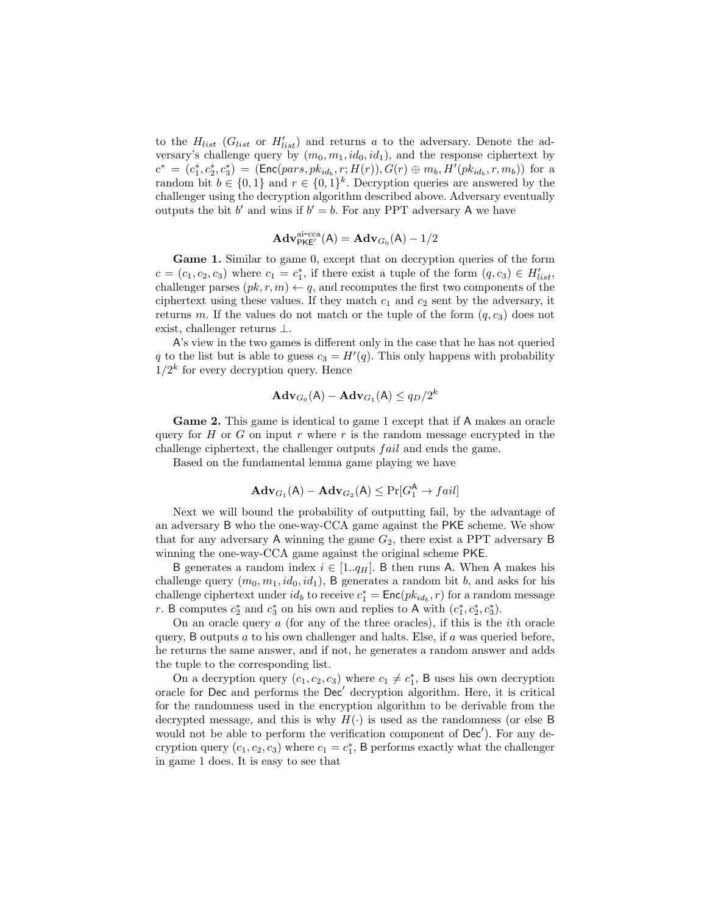to the $H_{list}$ ($G_{list}$ or $H'_{list}$) and returns $a$ to the adversary. Denote the adversary's challenge query by $(m_0, m_1, id_0, id_1)$, and the response ciphertext by $c^* = (c_1^*, c_2^*, c_3^*) = (\mathsf{Enc}(pars, pk_{id_b}, r; H(r)), G(r) \oplus m_b, H'(pk_{id_b}, r, m_b))$ for a random bit $b \in \{0,1\}$ and $r \in \{0,1\}^k$. Decryption queries are answered by the challenger using the decryption algorithm described above. Adversary eventually outputs the bit $b'$ and wins if $b' = b$. For any PPT adversary $\mathsf{A}$ we have

$$\mathbf{Adv}^{\text{ai-cca}}_{\mathsf{PKE}'}(\mathsf{A}) = \mathbf{Adv}_{G_0}(\mathsf{A}) - 1/2$$

**Game 1.** Similar to game 0, except that on decryption queries of the form $c = (c_1, c_2, c_3)$ where $c_1 = c_1^*$, if there exist a tuple of the form $(q, c_3) \in H'_{list}$, challenger parses $(pk, r, m) \leftarrow q$, and recomputes the first two components of the ciphertext using these values. If they match $c_1$ and $c_2$ sent by the adversary, it returns $m$. If the values do not match or the tuple of the form $(q, c_3)$ does not exist, challenger returns $\perp$.

$\mathsf{A}$'s view in the two games is different only in the case that he has not queried $q$ to the list but is able to guess $c_3 = H'(q)$. This only happens with probability $1/2^k$ for every decryption query. Hence

$$\mathbf{Adv}_{G_0}(\mathsf{A}) - \mathbf{Adv}_{G_1}(\mathsf{A}) \leq q_D/2^k$$

**Game 2.** This game is identical to game 1 except that if $\mathsf{A}$ makes an oracle query for $H$ or $G$ on input $r$ where $r$ is the random message encrypted in the challenge ciphertext, the challenger outputs $fail$ and ends the game.

Based on the fundamental lemma game playing we have

$$\mathbf{Adv}_{G_1}(\mathsf{A}) - \mathbf{Adv}_{G_2}(\mathsf{A}) \leq \Pr[G_1^{\mathsf{A}} \rightarrow fail]$$

Next we will bound the probability of outputting fail, by the advantage of an adversary $\mathsf{B}$ who the one-way-CCA game against the $\mathsf{PKE}$ scheme. We show that for any adversary $\mathsf{A}$ winning the game $G_2$, there exist a PPT adversary $\mathsf{B}$ winning the one-way-CCA game against the original scheme $\mathsf{PKE}$.

$\mathsf{B}$ generates a random index $i \in [1..q_H]$. $\mathsf{B}$ then runs $\mathsf{A}$. When $\mathsf{A}$ makes his challenge query $(m_0, m_1, id_0, id_1)$, $\mathsf{B}$ generates a random bit $b$, and asks for his challenge ciphertext under $id_b$ to receive $c_1^* = \mathsf{Enc}(pk_{id_b}, r)$ for a random message $r$. $\mathsf{B}$ computes $c_2^*$ and $c_3^*$ on his own and replies to $\mathsf{A}$ with $(c_1^*, c_2^*, c_3^*)$.

On an oracle query $a$ (for any of the three oracles), if this is the $i$th oracle query, $\mathsf{B}$ outputs $a$ to his own challenger and halts. Else, if $a$ was queried before, he returns the same answer, and if not, he generates a random answer and adds the tuple to the corresponding list.

On a decryption query $(c_1, c_2, c_3)$ where $c_1 \neq c_1^*$, $\mathsf{B}$ uses his own decryption oracle for $\mathsf{Dec}$ and performs the $\mathsf{Dec}'$ decryption algorithm. Here, it is critical for the randomness used in the encryption algorithm to be derivable from the decrypted message, and this is why $H(\cdot)$ is used as the randomness (or else $\mathsf{B}$ would not be able to perform the verification component of $\mathsf{Dec}'$). For any decryption query $(c_1, c_2, c_3)$ where $c_1 = c_1^*$, $\mathsf{B}$ performs exactly what the challenger in game 1 does. It is easy to see that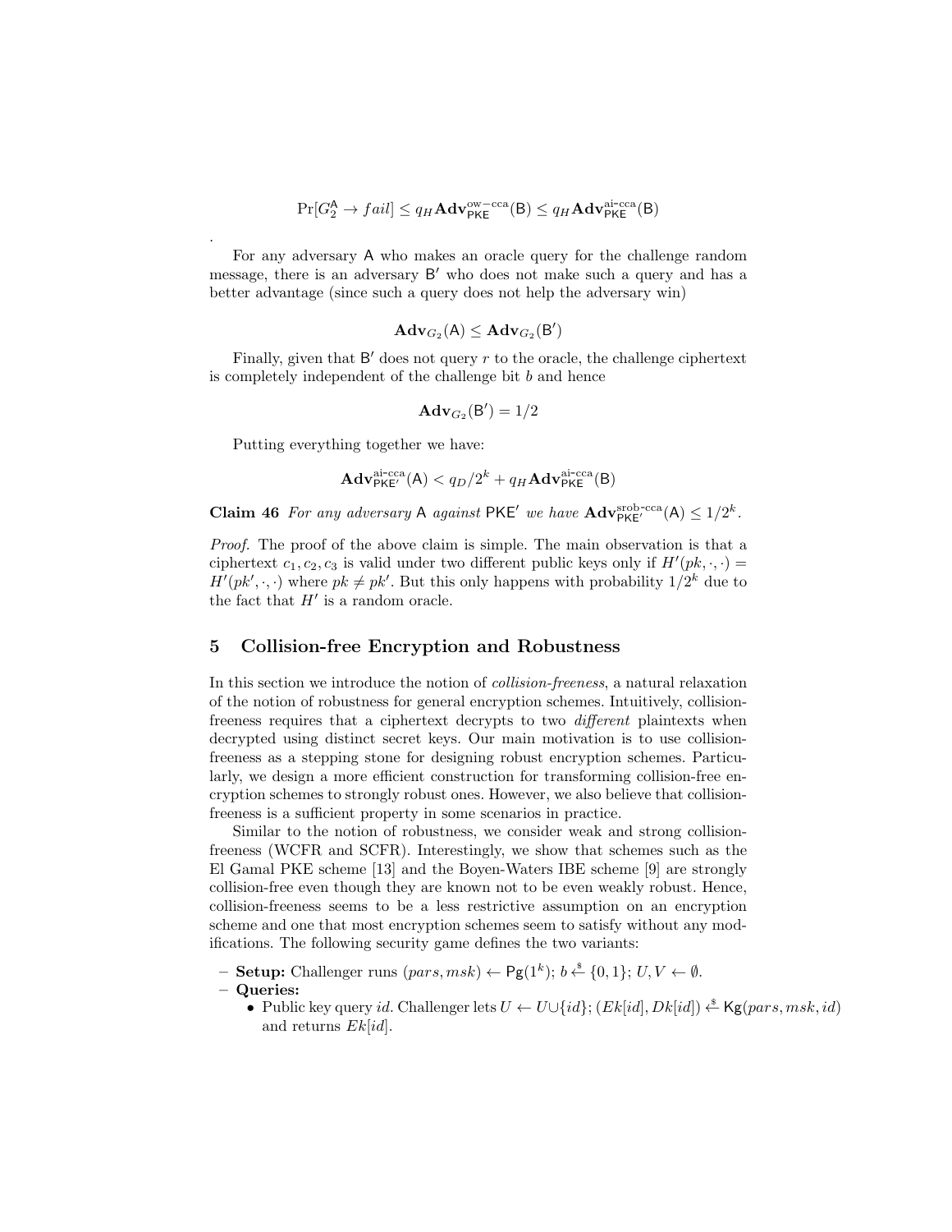$$\Pr[G_2^{\mathsf{A}} \rightarrow fail] \leq q_H \mathbf{Adv}_{\mathsf{PKE}}^{\mathrm{ow-cca}}(\mathsf{B}) \leq q_H \mathbf{Adv}_{\mathsf{PKE}}^{\mathrm{ai\text{-}cca}}(\mathsf{B})$$

.

For any adversary $\mathsf{A}$ who makes an oracle query for the challenge random message, there is an adversary $\mathsf{B}'$ who does not make such a query and has a better advantage (since such a query does not help the adversary win)

$$\mathbf{Adv}_{G_2}(\mathsf{A}) \leq \mathbf{Adv}_{G_2}(\mathsf{B}')$$

Finally, given that $\mathsf{B}'$ does not query $r$ to the oracle, the challenge ciphertext is completely independent of the challenge bit $b$ and hence

$$\mathbf{Adv}_{G_2}(\mathsf{B}') = 1/2$$

Putting everything together we have:

$$\mathbf{Adv}_{\mathsf{PKE}'}^{\mathrm{ai\text{-}cca}}(\mathsf{A}) < q_D/2^k + q_H \mathbf{Adv}_{\mathsf{PKE}}^{\mathrm{ai\text{-}cca}}(\mathsf{B})$$

**Claim 46** *For any adversary* $\mathsf{A}$ *against* $\mathsf{PKE}'$ *we have* $\mathbf{Adv}_{\mathsf{PKE}'}^{\mathrm{srob\text{-}cca}}(\mathsf{A}) \leq 1/2^k$.

*Proof.* The proof of the above claim is simple. The main observation is that a ciphertext $c_1, c_2, c_3$ is valid under two different public keys only if $H'(pk,\cdot,\cdot) = H'(pk',\cdot,\cdot)$ where $pk \neq pk'$. But this only happens with probability $1/2^k$ due to the fact that $H'$ is a random oracle.

## 5 Collision-free Encryption and Robustness

In this section we introduce the notion of *collision-freeness*, a natural relaxation of the notion of robustness for general encryption schemes. Intuitively, collision-freeness requires that a ciphertext decrypts to two *different* plaintexts when decrypted using distinct secret keys. Our main motivation is to use collision-freeness as a stepping stone for designing robust encryption schemes. Particularly, we design a more efficient construction for transforming collision-free encryption schemes to strongly robust ones. However, we also believe that collision-freeness is a sufficient property in some scenarios in practice.

Similar to the notion of robustness, we consider weak and strong collision-freeness (WCFR and SCFR). Interestingly, we show that schemes such as the El Gamal PKE scheme [13] and the Boyen-Waters IBE scheme [9] are strongly collision-free even though they are known not to be even weakly robust. Hence, collision-freeness seems to be a less restrictive assumption on an encryption scheme and one that most encryption schemes seem to satisfy without any modifications. The following security game defines the two variants:

- **Setup:** Challenger runs $(pars, msk) \leftarrow \mathsf{Pg}(1^k)$; $b \xleftarrow{\$} \{0,1\}$; $U, V \leftarrow \emptyset$.
- **Queries:**
  - Public key query $id$. Challenger lets $U \leftarrow U \cup \{id\}$; $(Ek[id], Dk[id]) \xleftarrow{\$} \mathsf{Kg}(pars, msk, id)$ and returns $Ek[id]$.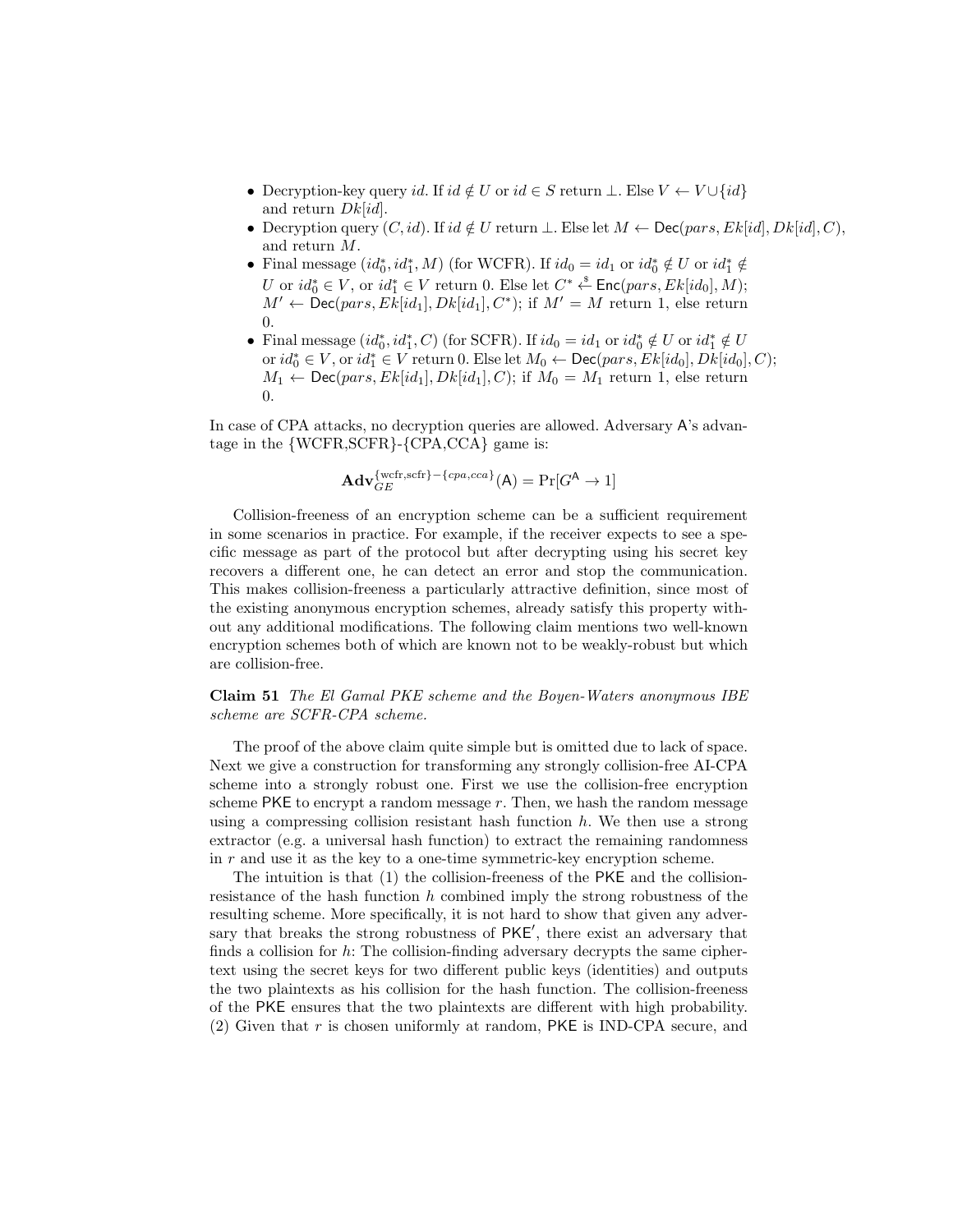- Decryption-key query $id$. If $id \notin U$ or $id \in S$ return $\perp$. Else $V \leftarrow V \cup \{id\}$ and return $Dk[id]$.
- Decryption query $(C, id)$. If $id \notin U$ return $\perp$. Else let $M \leftarrow \mathsf{Dec}(pars, Ek[id], Dk[id], C)$, and return $M$.
- Final message $(id_0^*, id_1^*, M)$ (for WCFR). If $id_0 = id_1$ or $id_0^* \notin U$ or $id_1^* \notin U$ or $id_0^* \in V$, or $id_1^* \in V$ return 0. Else let $C^* \xleftarrow{\$} \mathsf{Enc}(pars, Ek[id_0], M)$; $M' \leftarrow \mathsf{Dec}(pars, Ek[id_1], Dk[id_1], C^*)$; if $M' = M$ return 1, else return 0.
- Final message $(id_0^*, id_1^*, C)$ (for SCFR). If $id_0 = id_1$ or $id_0^* \notin U$ or $id_1^* \notin U$ or $id_0^* \in V$, or $id_1^* \in V$ return 0. Else let $M_0 \leftarrow \mathsf{Dec}(pars, Ek[id_0], Dk[id_0], C)$; $M_1 \leftarrow \mathsf{Dec}(pars, Ek[id_1], Dk[id_1], C)$; if $M_0 = M_1$ return 1, else return 0.

In case of CPA attacks, no decryption queries are allowed. Adversary $\mathsf{A}$'s advantage in the {WCFR,SCFR}-{CPA,CCA} game is:

$$\mathbf{Adv}_{GE}^{\{\text{wcfr,scfr}\}-\{cpa,cca\}}(\mathsf{A}) = \Pr[G^{\mathsf{A}} \rightarrow 1]$$

Collision-freeness of an encryption scheme can be a sufficient requirement in some scenarios in practice. For example, if the receiver expects to see a specific message as part of the protocol but after decrypting using his secret key recovers a different one, he can detect an error and stop the communication. This makes collision-freeness a particularly attractive definition, since most of the existing anonymous encryption schemes, already satisfy this property without any additional modifications. The following claim mentions two well-known encryption schemes both of which are known not to be weakly-robust but which are collision-free.

**Claim 51** *The El Gamal PKE scheme and the Boyen-Waters anonymous IBE scheme are SCFR-CPA scheme.*

The proof of the above claim quite simple but is omitted due to lack of space. Next we give a construction for transforming any strongly collision-free AI-CPA scheme into a strongly robust one. First we use the collision-free encryption scheme $\mathsf{PKE}$ to encrypt a random message $r$. Then, we hash the random message using a compressing collision resistant hash function $h$. We then use a strong extractor (e.g. a universal hash function) to extract the remaining randomness in $r$ and use it as the key to a one-time symmetric-key encryption scheme.

The intuition is that (1) the collision-freeness of the $\mathsf{PKE}$ and the collision-resistance of the hash function $h$ combined imply the strong robustness of the resulting scheme. More specifically, it is not hard to show that given any adversary that breaks the strong robustness of $\mathsf{PKE}'$, there exist an adversary that finds a collision for $h$: The collision-finding adversary decrypts the same ciphertext using the secret keys for two different public keys (identities) and outputs the two plaintexts as his collision for the hash function. The collision-freeness of the $\mathsf{PKE}$ ensures that the two plaintexts are different with high probability. (2) Given that $r$ is chosen uniformly at random, $\mathsf{PKE}$ is IND-CPA secure, and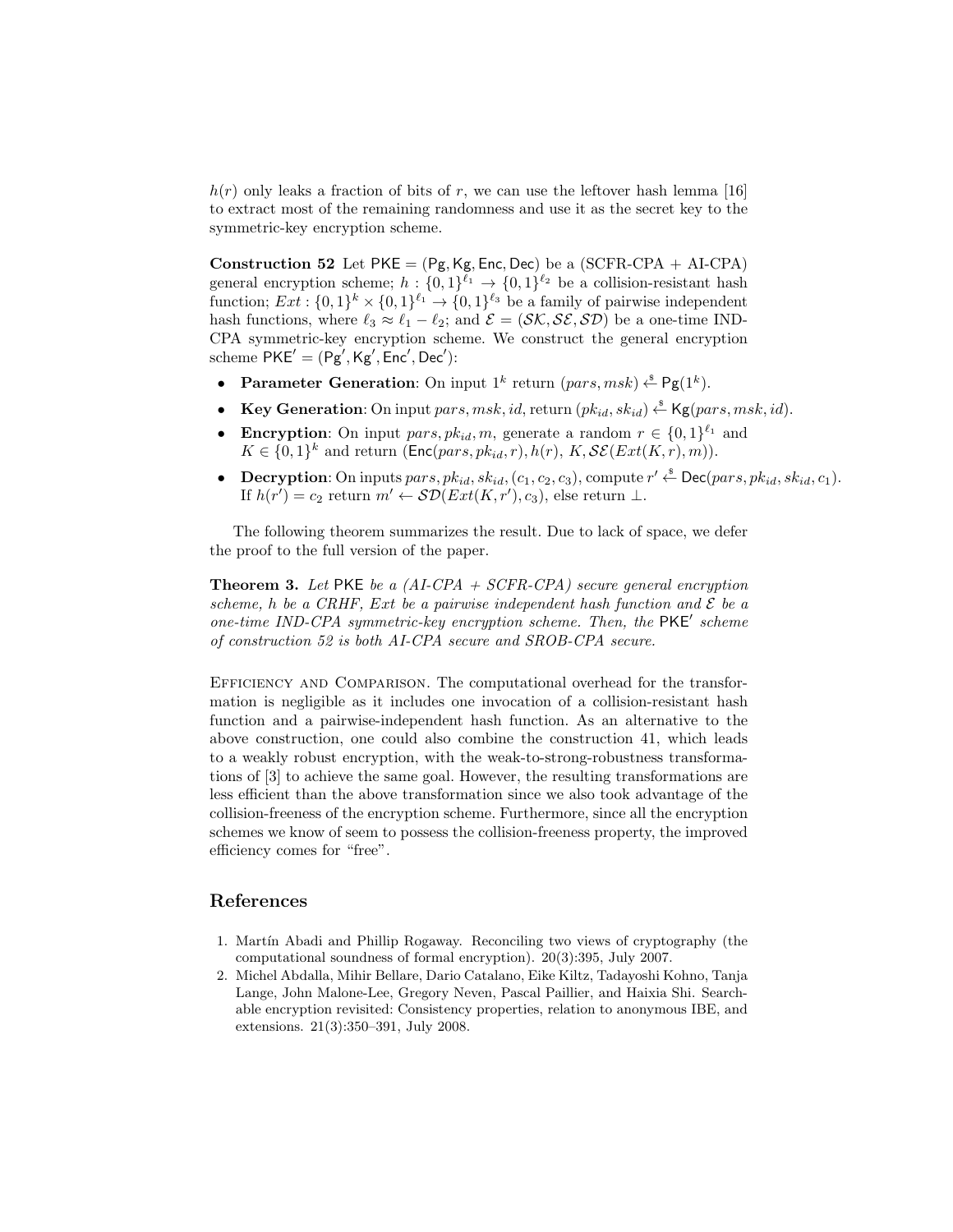$h(r)$ only leaks a fraction of bits of $r$, we can use the leftover hash lemma [16] to extract most of the remaining randomness and use it as the secret key to the symmetric-key encryption scheme.

**Construction 52** Let $\mathsf{PKE} = (\mathsf{Pg}, \mathsf{Kg}, \mathsf{Enc}, \mathsf{Dec})$ be a (SCFR-CPA + AI-CPA) general encryption scheme; $h : \{0,1\}^{\ell_1} \rightarrow \{0,1\}^{\ell_2}$ be a collision-resistant hash function; $Ext : \{0,1\}^k \times \{0,1\}^{\ell_1} \rightarrow \{0,1\}^{\ell_3}$ be a family of pairwise independent hash functions, where $\ell_3 \approx \ell_1 - \ell_2$; and $\mathcal{E} = (\mathcal{SK}, \mathcal{SE}, \mathcal{SD})$ be a one-time IND-CPA symmetric-key encryption scheme. We construct the general encryption scheme $\mathsf{PKE}' = (\mathsf{Pg}', \mathsf{Kg}', \mathsf{Enc}', \mathsf{Dec}')$:

- **Parameter Generation**: On input $1^k$ return $(pars, msk) \xleftarrow{\$} \mathsf{Pg}(1^k)$.
- **Key Generation**: On input $pars, msk, id$, return $(pk_{id}, sk_{id}) \xleftarrow{\$} \mathsf{Kg}(pars, msk, id)$.
- **Encryption**: On input $pars, pk_{id}, m$, generate a random $r \in \{0,1\}^{\ell_1}$ and $K \in \{0,1\}^k$ and return $(\mathsf{Enc}(pars, pk_{id}, r), h(r),\ K, \mathcal{SE}(Ext(K,r), m))$.
- **Decryption**: On inputs $pars, pk_{id}, sk_{id}, (c_1, c_2, c_3)$, compute $r' \xleftarrow{\$} \mathsf{Dec}(pars, pk_{id}, sk_{id}, c_1)$. If $h(r') = c_2$ return $m' \leftarrow \mathcal{SD}(Ext(K, r'), c_3)$, else return $\perp$.

The following theorem summarizes the result. Due to lack of space, we defer the proof to the full version of the paper.

**Theorem 3.** *Let* $\mathsf{PKE}$ *be a (AI-CPA + SCFR-CPA) secure general encryption scheme,* $h$ *be a CRHF,* $Ext$ *be a pairwise independent hash function and* $\mathcal{E}$ *be a one-time IND-CPA symmetric-key encryption scheme. Then, the* $\mathsf{PKE}'$ *scheme of construction 52 is both AI-CPA secure and SROB-CPA secure.*

Efficiency and Comparison. The computational overhead for the transformation is negligible as it includes one invocation of a collision-resistant hash function and a pairwise-independent hash function. As an alternative to the above construction, one could also combine the construction 41, which leads to a weakly robust encryption, with the weak-to-strong-robustness transformations of [3] to achieve the same goal. However, the resulting transformations are less efficient than the above transformation since we also took advantage of the collision-freeness of the encryption scheme. Furthermore, since all the encryption schemes we know of seem to possess the collision-freeness property, the improved efficiency comes for "free".

## References

1. Martín Abadi and Phillip Rogaway. Reconciling two views of cryptography (the computational soundness of formal encryption). 20(3):395, July 2007.
2. Michel Abdalla, Mihir Bellare, Dario Catalano, Eike Kiltz, Tadayoshi Kohno, Tanja Lange, John Malone-Lee, Gregory Neven, Pascal Paillier, and Haixia Shi. Searchable encryption revisited: Consistency properties, relation to anonymous IBE, and extensions. 21(3):350–391, July 2008.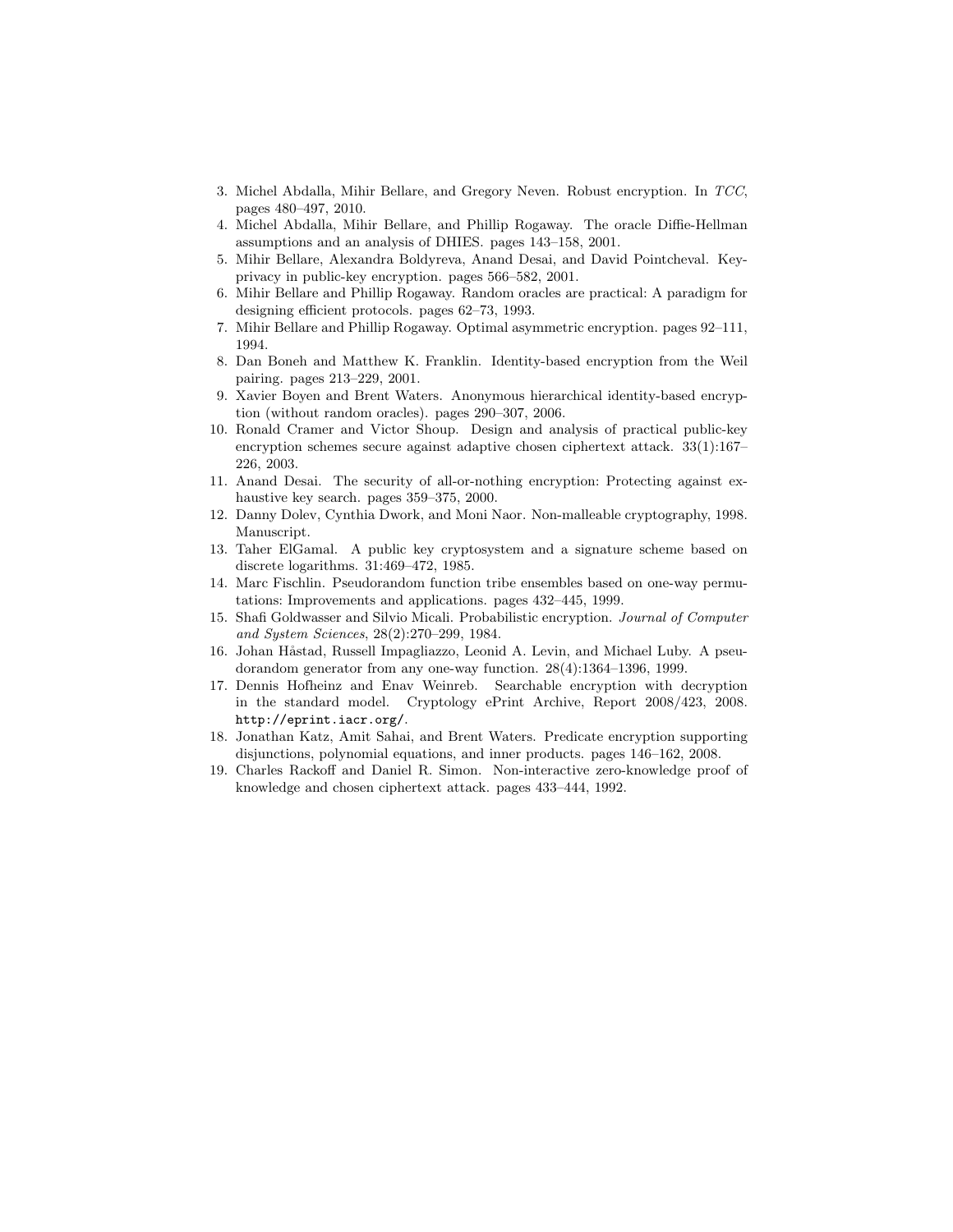3. Michel Abdalla, Mihir Bellare, and Gregory Neven. Robust encryption. In *TCC*, pages 480–497, 2010.
4. Michel Abdalla, Mihir Bellare, and Phillip Rogaway. The oracle Diffie-Hellman assumptions and an analysis of DHIES. pages 143–158, 2001.
5. Mihir Bellare, Alexandra Boldyreva, Anand Desai, and David Pointcheval. Key-privacy in public-key encryption. pages 566–582, 2001.
6. Mihir Bellare and Phillip Rogaway. Random oracles are practical: A paradigm for designing efficient protocols. pages 62–73, 1993.
7. Mihir Bellare and Phillip Rogaway. Optimal asymmetric encryption. pages 92–111, 1994.
8. Dan Boneh and Matthew K. Franklin. Identity-based encryption from the Weil pairing. pages 213–229, 2001.
9. Xavier Boyen and Brent Waters. Anonymous hierarchical identity-based encryption (without random oracles). pages 290–307, 2006.
10. Ronald Cramer and Victor Shoup. Design and analysis of practical public-key encryption schemes secure against adaptive chosen ciphertext attack. 33(1):167–226, 2003.
11. Anand Desai. The security of all-or-nothing encryption: Protecting against exhaustive key search. pages 359–375, 2000.
12. Danny Dolev, Cynthia Dwork, and Moni Naor. Non-malleable cryptography, 1998. Manuscript.
13. Taher ElGamal. A public key cryptosystem and a signature scheme based on discrete logarithms. 31:469–472, 1985.
14. Marc Fischlin. Pseudorandom function tribe ensembles based on one-way permutations: Improvements and applications. pages 432–445, 1999.
15. Shafi Goldwasser and Silvio Micali. Probabilistic encryption. *Journal of Computer and System Sciences*, 28(2):270–299, 1984.
16. Johan Håstad, Russell Impagliazzo, Leonid A. Levin, and Michael Luby. A pseudorandom generator from any one-way function. 28(4):1364–1396, 1999.
17. Dennis Hofheinz and Enav Weinreb. Searchable encryption with decryption in the standard model. Cryptology ePrint Archive, Report 2008/423, 2008. `http://eprint.iacr.org/`.
18. Jonathan Katz, Amit Sahai, and Brent Waters. Predicate encryption supporting disjunctions, polynomial equations, and inner products. pages 146–162, 2008.
19. Charles Rackoff and Daniel R. Simon. Non-interactive zero-knowledge proof of knowledge and chosen ciphertext attack. pages 433–444, 1992.